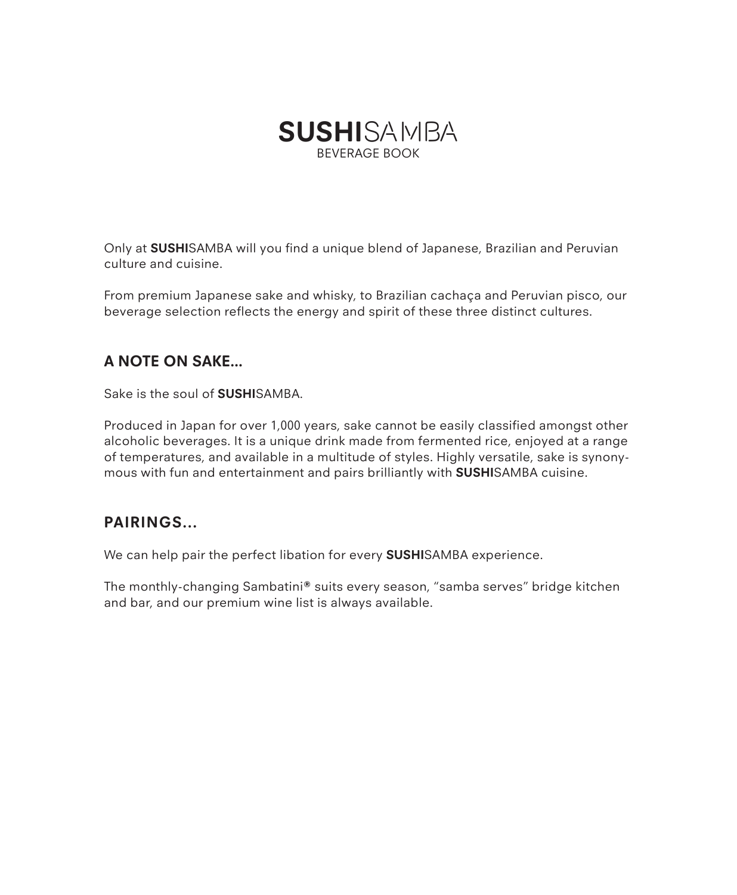# **SUSHI**SAMBA

BEVERAGE BOOK

Only at **SUSHI**SAMBA will you find a unique blend of Japanese, Brazilian and Peruvian culture and cuisine.

From premium Japanese sake and whisky, to Brazilian cachaça and Peruvian pisco, our beverage selection reflects the energy and spirit of these three distinct cultures.

## A NOTE ON SAKE...

Sake is the soul of **SUSHI**SAMBA.

Produced in Japan for over 1,000 years, sake cannot be easily classified amongst other alcoholic beverages. It is a unique drink made from fermented rice, enjoyed at a range of temperatures, and available in a multitude of styles. Highly versatile, sake is synonymous with fun and entertainment and pairs brilliantly with **SUSHI**SAMBA cuisine.

## PAIRINGS...

We can help pair the perfect libation for every **SUSHI**SAMBA experience.

The monthly-changing Sambatini® suits every season, "samba serves" bridge kitchen and bar, and our premium wine list is always available.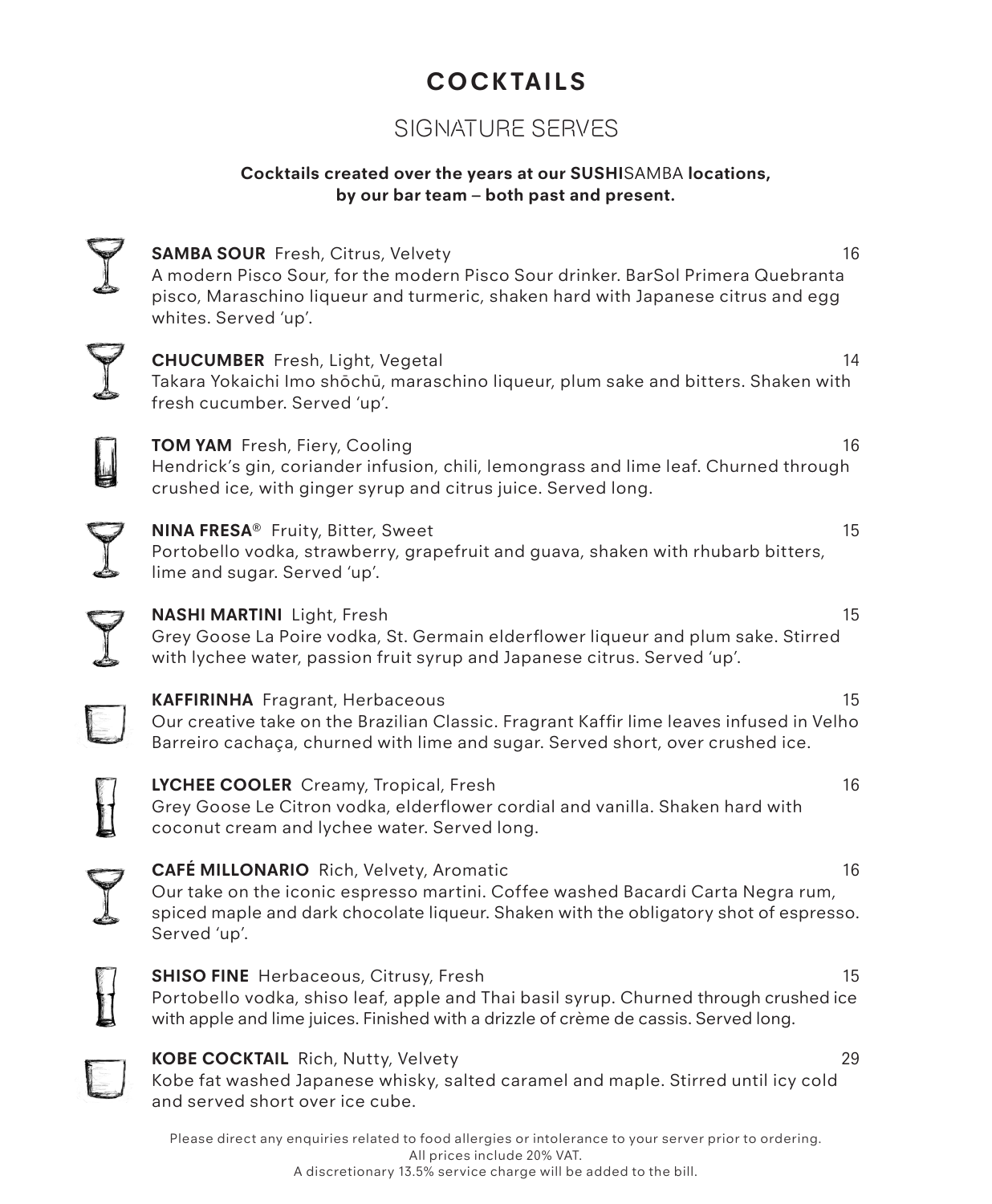# COCKTAILS

## SIGNATURE SERVES

**Cocktails created over the years at our SUSHISAMBA locations, by our bar team – both past and present.**

**SAMBA SOUR** Fresh, Citrus, Velvety 16
A modern Pisco Sour, for the modern Pisco Sour drinker. BarSol Primera Quebranta pisco, Maraschino liqueur and turmeric, shaken hard with Japanese citrus and egg whites. Served 'up'.

**CHUCUMBER** Fresh, Light, Vegetal 14
Takara Yokaichi Imo shōchū, maraschino liqueur, plum sake and bitters. Shaken with fresh cucumber. Served 'up'.

**TOM YAM** Fresh, Fiery, Cooling 16
Hendrick's gin, coriander infusion, chili, lemongrass and lime leaf. Churned through crushed ice, with ginger syrup and citrus juice. Served long.

**NINA FRESA**® Fruity, Bitter, Sweet 15
Portobello vodka, strawberry, grapefruit and guava, shaken with rhubarb bitters, lime and sugar. Served 'up'.

**NASHI MARTINI** Light, Fresh 15
Grey Goose La Poire vodka, St. Germain elderflower liqueur and plum sake. Stirred with lychee water, passion fruit syrup and Japanese citrus. Served 'up'.

**KAFFIRINHA** Fragrant, Herbaceous 15
Our creative take on the Brazilian Classic. Fragrant Kaffir lime leaves infused in Velho Barreiro cachaça, churned with lime and sugar. Served short, over crushed ice.

**LYCHEE COOLER** Creamy, Tropical, Fresh 16
Grey Goose Le Citron vodka, elderflower cordial and vanilla. Shaken hard with coconut cream and lychee water. Served long.

**CAFÉ MILLONARIO** Rich, Velvety, Aromatic 16
Our take on the iconic espresso martini. Coffee washed Bacardi Carta Negra rum, spiced maple and dark chocolate liqueur. Shaken with the obligatory shot of espresso. Served 'up'.

**SHISO FINE** Herbaceous, Citrusy, Fresh 15
Portobello vodka, shiso leaf, apple and Thai basil syrup. Churned through crushed ice with apple and lime juices. Finished with a drizzle of crème de cassis. Served long.

**KOBE COCKTAIL** Rich, Nutty, Velvety 29
Kobe fat washed Japanese whisky, salted caramel and maple. Stirred until icy cold and served short over ice cube.

Please direct any enquiries related to food allergies or intolerance to your server prior to ordering.
All prices include 20% VAT.
A discretionary 13.5% service charge will be added to the bill.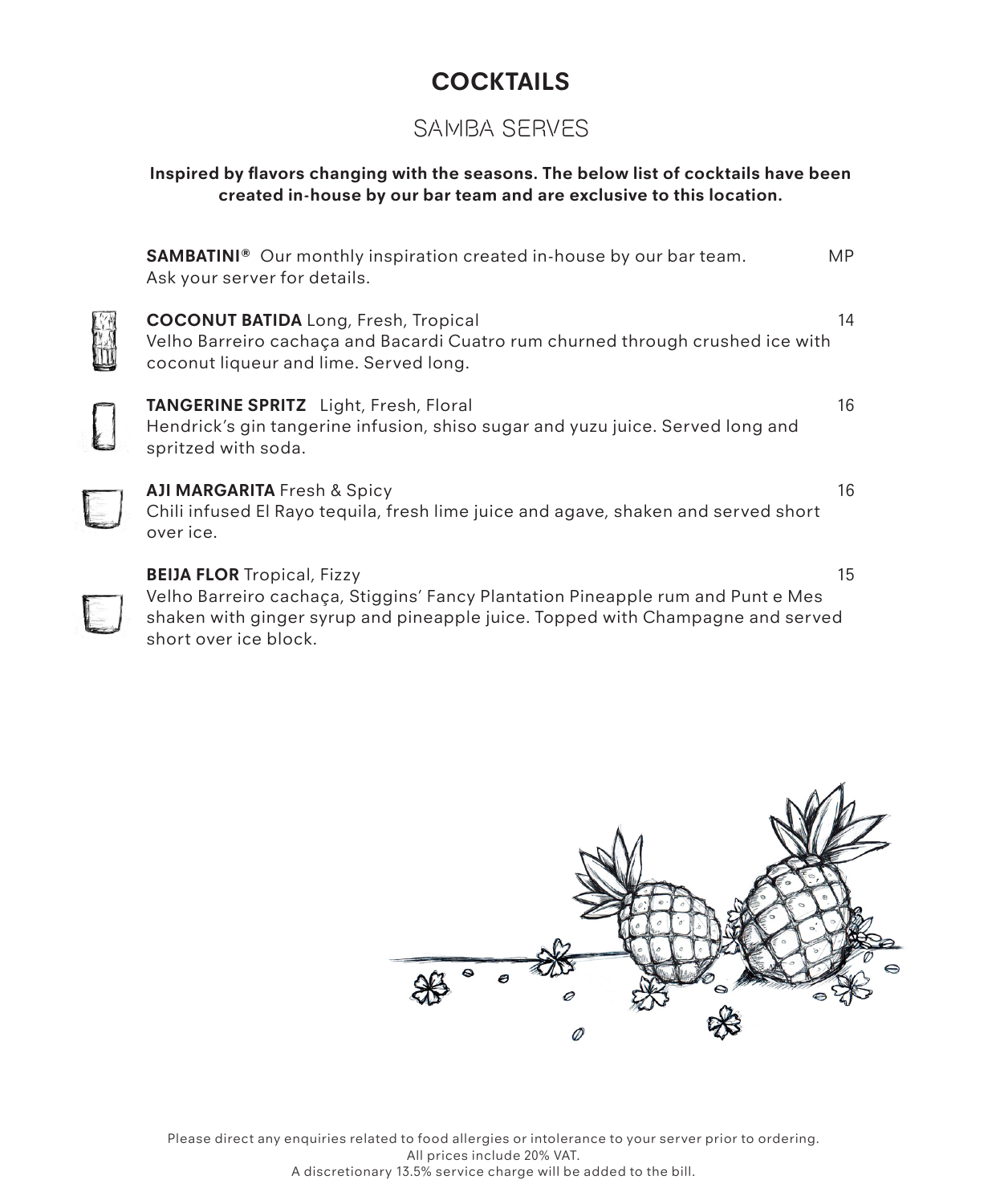# COCKTAILS

## SAMBA SERVES

**Inspired by flavors changing with the seasons. The below list of cocktails have been created in-house by our bar team and are exclusive to this location.**

**SAMBATINI®** Our monthly inspiration created in-house by our bar team. Ask your server for details. — MP

**COCONUT BATIDA** Long, Fresh, Tropical — 14
Velho Barreiro cachaça and Bacardi Cuatro rum churned through crushed ice with coconut liqueur and lime. Served long.

**TANGERINE SPRITZ** Light, Fresh, Floral — 16
Hendrick's gin tangerine infusion, shiso sugar and yuzu juice. Served long and spritzed with soda.

**AJI MARGARITA** Fresh & Spicy — 16
Chili infused El Rayo tequila, fresh lime juice and agave, shaken and served short over ice.

**BEIJA FLOR** Tropical, Fizzy — 15
Velho Barreiro cachaça, Stiggins' Fancy Plantation Pineapple rum and Punt e Mes shaken with ginger syrup and pineapple juice. Topped with Champagne and served short over ice block.

Please direct any enquiries related to food allergies or intolerance to your server prior to ordering.
All prices include 20% VAT.
A discretionary 13.5% service charge will be added to the bill.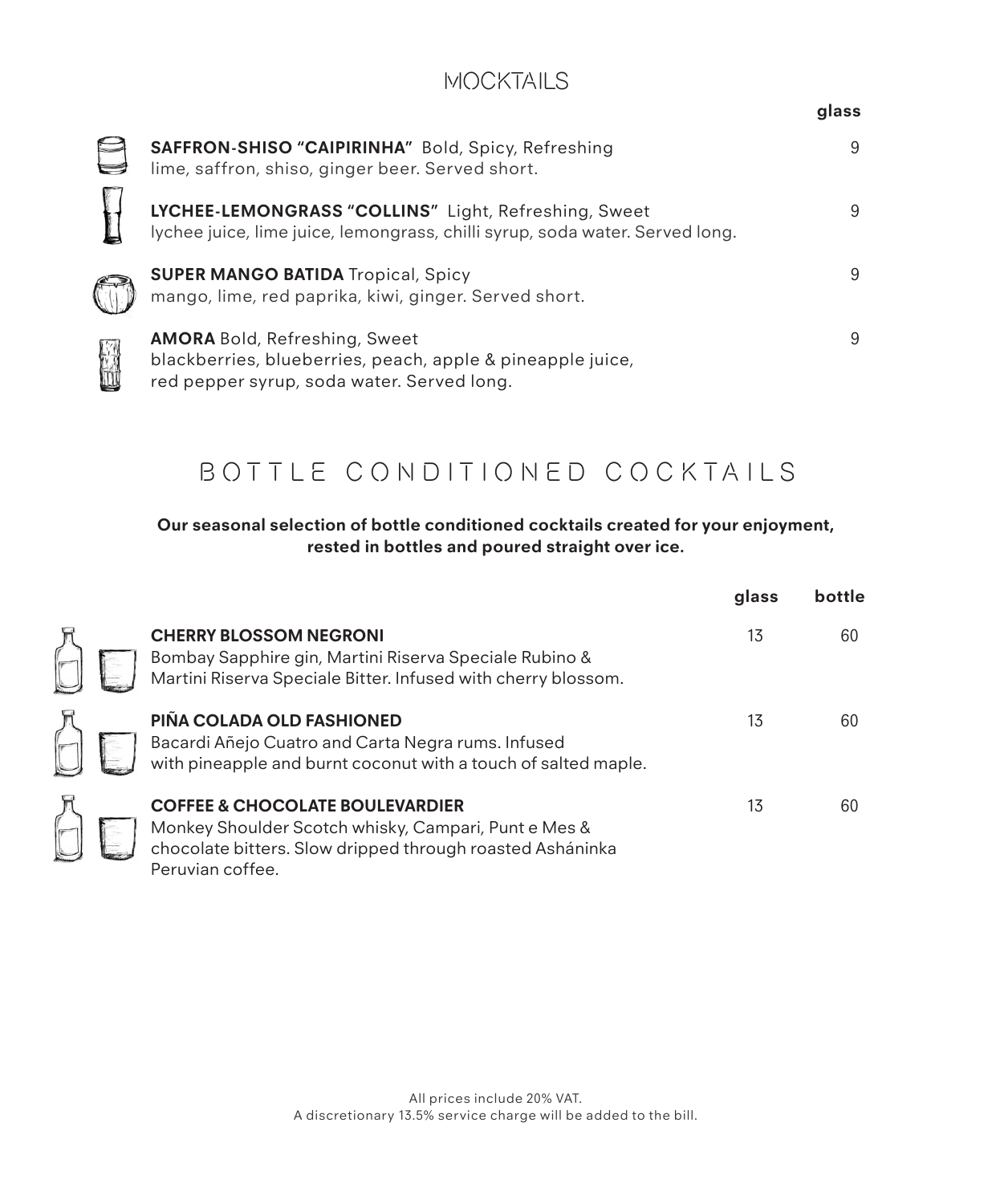## MOCKTAILS

| | glass |
|---|---|
| **SAFFRON-SHISO "CAIPIRINHA"** Bold, Spicy, Refreshing<br>lime, saffron, shiso, ginger beer. Served short. | 9 |
| **LYCHEE-LEMONGRASS "COLLINS"** Light, Refreshing, Sweet<br>lychee juice, lime juice, lemongrass, chilli syrup, soda water. Served long. | 9 |
| **SUPER MANGO BATIDA** Tropical, Spicy<br>mango, lime, red paprika, kiwi, ginger. Served short. | 9 |
| **AMORA** Bold, Refreshing, Sweet<br>blackberries, blueberries, peach, apple & pineapple juice,<br>red pepper syrup, soda water. Served long. | 9 |

## BOTTLE CONDITIONED COCKTAILS

**Our seasonal selection of bottle conditioned cocktails created for your enjoyment, rested in bottles and poured straight over ice.**

| | glass | bottle |
|---|---|---|
| **CHERRY BLOSSOM NEGRONI**<br>Bombay Sapphire gin, Martini Riserva Speciale Rubino &<br>Martini Riserva Speciale Bitter. Infused with cherry blossom. | 13 | 60 |
| **PIÑA COLADA OLD FASHIONED**<br>Bacardi Añejo Cuatro and Carta Negra rums. Infused<br>with pineapple and burnt coconut with a touch of salted maple. | 13 | 60 |
| **COFFEE & CHOCOLATE BOULEVARDIER**<br>Monkey Shoulder Scotch whisky, Campari, Punt e Mes &<br>chocolate bitters. Slow dripped through roasted Asháninka<br>Peruvian coffee. | 13 | 60 |

All prices include 20% VAT.
A discretionary 13.5% service charge will be added to the bill.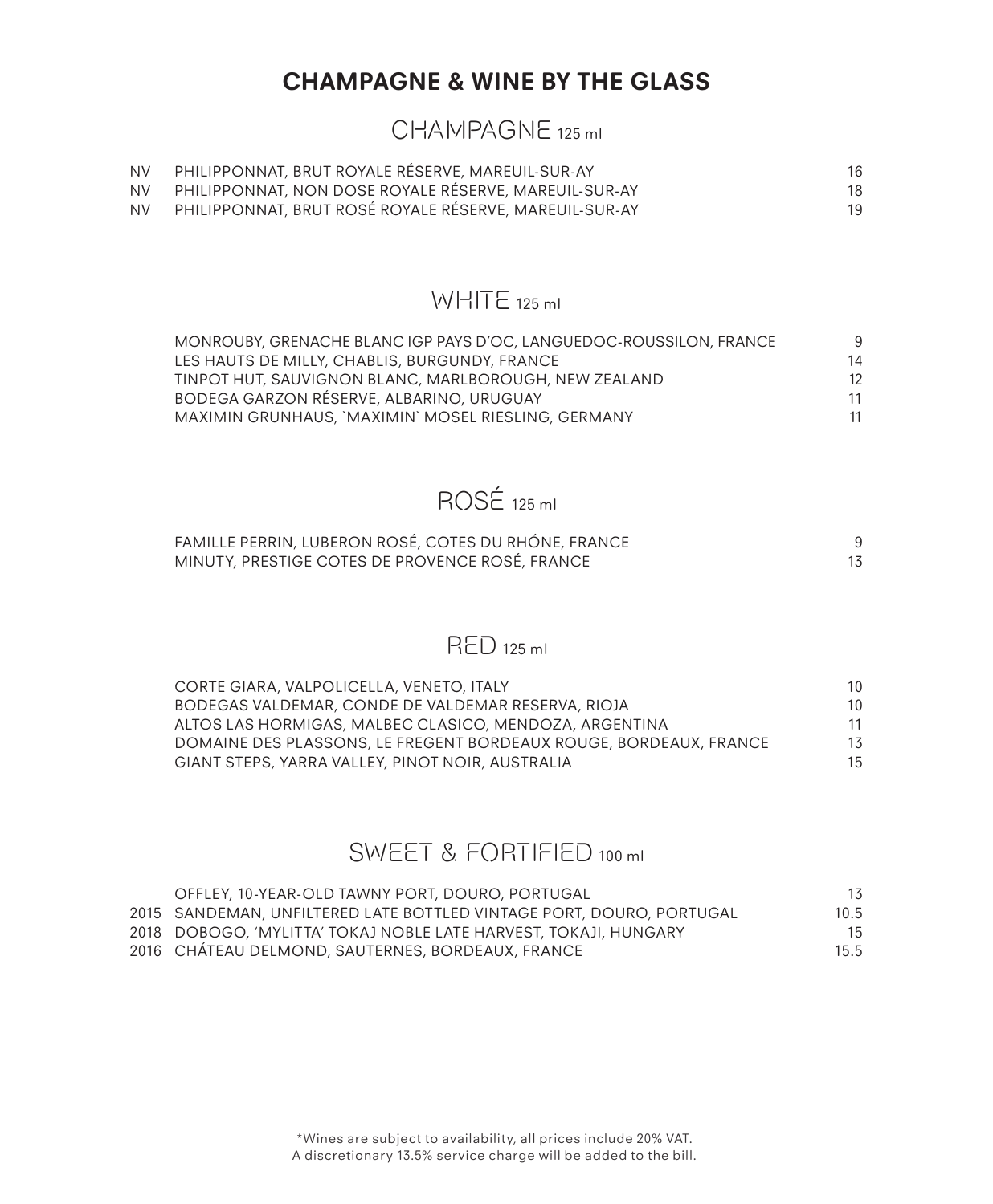# CHAMPAGNE & WINE BY THE GLASS

## CHAMPAGNE 125 ml

| | | |
|---|---|---|
| NV | PHILIPPONNAT, BRUT ROYALE RÉSERVE, MAREUIL-SUR-AY | 16 |
| NV | PHILIPPONNAT, NON DOSE ROYALE RÉSERVE, MAREUIL-SUR-AY | 18 |
| NV | PHILIPPONNAT, BRUT ROSÉ ROYALE RÉSERVE, MAREUIL-SUR-AY | 19 |

## WHITE 125 ml

| | |
|---|---|
| MONROUBY, GRENACHE BLANC IGP PAYS D'OC, LANGUEDOC-ROUSSILON, FRANCE | 9 |
| LES HAUTS DE MILLY, CHABLIS, BURGUNDY, FRANCE | 14 |
| TINPOT HUT, SAUVIGNON BLANC, MARLBOROUGH, NEW ZEALAND | 12 |
| BODEGA GARZON RÉSERVE, ALBARINO, URUGUAY | 11 |
| MAXIMIN GRUNHAUS, `MAXIMIN` MOSEL RIESLING, GERMANY | 11 |

## ROSÉ 125 ml

| | |
|---|---|
| FAMILLE PERRIN, LUBERON ROSÉ, COTES DU RHÓNE, FRANCE | 9 |
| MINUTY, PRESTIGE COTES DE PROVENCE ROSÉ, FRANCE | 13 |

## RED 125 ml

| | |
|---|---|
| CORTE GIARA, VALPOLICELLA, VENETO, ITALY | 10 |
| BODEGAS VALDEMAR, CONDE DE VALDEMAR RESERVA, RIOJA | 10 |
| ALTOS LAS HORMIGAS, MALBEC CLASICO, MENDOZA, ARGENTINA | 11 |
| DOMAINE DES PLASSONS, LE FREGENT BORDEAUX ROUGE, BORDEAUX, FRANCE | 13 |
| GIANT STEPS, YARRA VALLEY, PINOT NOIR, AUSTRALIA | 15 |

## SWEET & FORTIFIED 100 ml

| | | |
|---|---|---|
| | OFFLEY, 10-YEAR-OLD TAWNY PORT, DOURO, PORTUGAL | 13 |
| 2015 | SANDEMAN, UNFILTERED LATE BOTTLED VINTAGE PORT, DOURO, PORTUGAL | 10.5 |
| 2018 | DOBOGO, 'MYLITTA' TOKAJ NOBLE LATE HARVEST, TOKAJI, HUNGARY | 15 |
| 2016 | CHÁTEAU DELMOND, SAUTERNES, BORDEAUX, FRANCE | 15.5 |

*Wines are subject to availability, all prices include 20% VAT.
A discretionary 13.5% service charge will be added to the bill.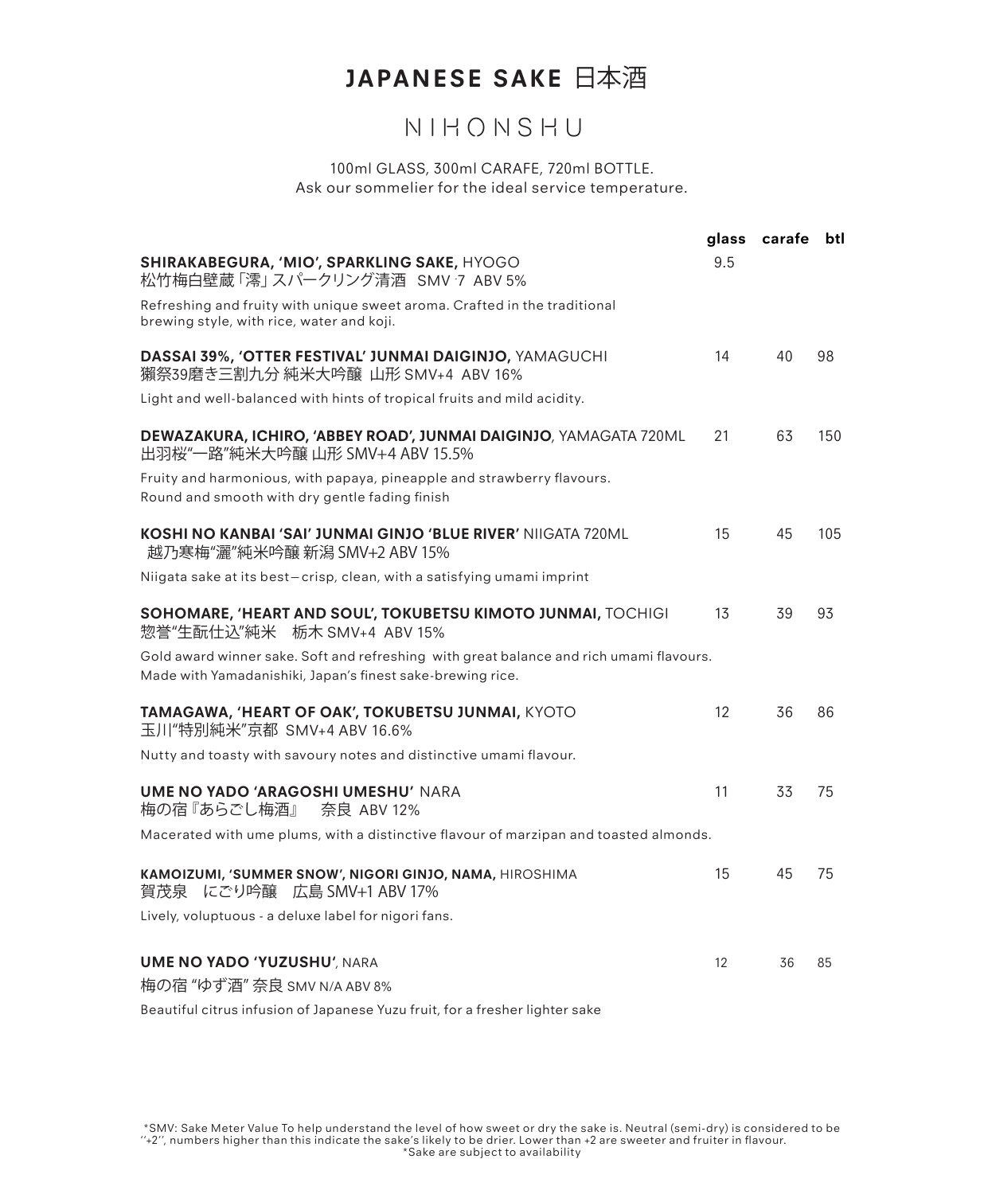# JAPANESE SAKE 日本酒

## NIHONSHU

100ml GLASS, 300ml CARAFE, 720ml BOTTLE.
Ask our sommelier for the ideal service temperature.

| | glass | carafe | btl |
|---|---|---|---|
| **SHIRAKABEGURA, 'MIO', SPARKLING SAKE,** HYOGO<br>松竹梅白壁蔵「澪」スパークリング清酒 SMV -7 ABV 5%<br>Refreshing and fruity with unique sweet aroma. Crafted in the traditional brewing style, with rice, water and koji. | 9.5 | | |
| **DASSAI 39%, 'OTTER FESTIVAL' JUNMAI DAIGINJO,** YAMAGUCHI<br>獺祭39磨き三割九分 純米大吟醸 山形 SMV+4 ABV 16%<br>Light and well-balanced with hints of tropical fruits and mild acidity. | 14 | 40 | 98 |
| **DEWAZAKURA, ICHIRO, 'ABBEY ROAD', JUNMAI DAIGINJO**, YAMAGATA 720ML<br>出羽桜"一路"純米大吟醸 山形 SMV+4 ABV 15.5%<br>Fruity and harmonious, with papaya, pineapple and strawberry flavours. Round and smooth with dry gentle fading finish | 21 | 63 | 150 |
| **KOSHI NO KANBAI 'SAI' JUNMAI GINJO 'BLUE RIVER'** NIIGATA 720ML<br>越乃寒梅"灑"純米吟醸 新潟 SMV+2 ABV 15%<br>Niigata sake at its best—crisp, clean, with a satisfying umami imprint | 15 | 45 | 105 |
| **SOHOMARE, 'HEART AND SOUL', TOKUBETSU KIMOTO JUNMAI,** TOCHIGI<br>惣誉"生酛仕込"純米 栃木 SMV+4 ABV 15%<br>Gold award winner sake. Soft and refreshing with great balance and rich umami flavours. Made with Yamadanishiki, Japan's finest sake-brewing rice. | 13 | 39 | 93 |
| **TAMAGAWA, 'HEART OF OAK', TOKUBETSU JUNMAI,** KYOTO<br>玉川"特別純米"京都 SMV+4 ABV 16.6%<br>Nutty and toasty with savoury notes and distinctive umami flavour. | 12 | 36 | 86 |
| **UME NO YADO 'ARAGOSHI UMESHU'** NARA<br>梅の宿『あらごし梅酒』 奈良 ABV 12%<br>Macerated with ume plums, with a distinctive flavour of marzipan and toasted almonds. | 11 | 33 | 75 |
| **KAMOIZUMI, 'SUMMER SNOW', NIGORI GINJO, NAMA,** HIROSHIMA<br>賀茂泉 にごり吟醸 広島 SMV+1 ABV 17%<br>Lively, voluptuous - a deluxe label for nigori fans. | 15 | 45 | 75 |
| **UME NO YADO 'YUZUSHU'**, NARA<br>梅の宿 "ゆず酒" 奈良 SMV N/A ABV 8%<br>Beautiful citrus infusion of Japanese Yuzu fruit, for a fresher lighter sake | 12 | 36 | 85 |

*SMV: Sake Meter Value To help understand the level of how sweet or dry the sake is. Neutral (semi-dry) is considered to be ''+2'', numbers higher than this indicate the sake's likely to be drier. Lower than +2 are sweeter and fruiter in flavour.
*Sake are subject to availability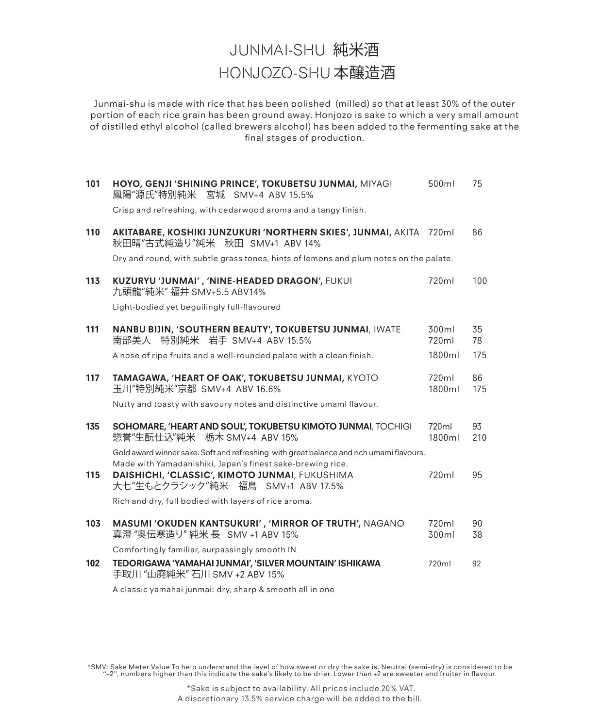# JUNMAI-SHU 純米酒
# HONJOZO-SHU 本醸造酒

Junmai-shu is made with rice that has been polished (milled) so that at least 30% of the outer portion of each rice grain has been ground away. Honjozo is sake to which a very small amount of distilled ethyl alcohol (called brewers alcohol) has been added to the fermenting sake at the final stages of production.

**101** **HOYO, GENJI 'SHINING PRINCE', TOKUBETSU JUNMAI,** MIYAGI — 500ml 75
鳳陽"源氏"特別純米　宮城　SMV+4 ABV 15.5%
Crisp and refreshing, with cedarwood aroma and a tangy finish.

**110** **AKITABARE, KOSHIKI JUNZUKURI 'NORTHERN SKIES', JUNMAI,** AKITA — 720ml 86
秋田晴"古式純造り"純米　秋田　SMV+1 ABV 14%
Dry and round, with subtle grass tones, hints of lemons and plum notes on the palate.

**113** **KUZURYU 'JUNMAI', 'NINE-HEADED DRAGON',** FUKUI — 720ml 100
九頭龍"純米" 福井 SMV+5.5 ABV14%
Light-bodied yet beguilingly full-flavoured

**111** **NANBU BIJIN, 'SOUTHERN BEAUTY', TOKUBETSU JUNMAI**, IWATE — 300ml 35 / 720ml 78 / 1800ml 175
南部美人　特別純米　岩手 SMV+4 ABV 15.5%
A nose of ripe fruits and a well-rounded palate with a clean finish.

**117** **TAMAGAWA, 'HEART OF OAK', TOKUBETSU JUNMAI,** KYOTO — 720ml 86 / 1800ml 175
玉川"特別純米"京都 SMV+4 ABV 16.6%
Nutty and toasty with savoury notes and distinctive umami flavour.

**135** **SOHOMARE, 'HEART AND SOUL', TOKUBETSU KIMOTO JUNMAI**, TOCHIGI — 720ml 93 / 1800ml 210
惣誉"生酛仕込"純米　栃木 SMV+4 ABV 15%
Gold award winner sake. Soft and refreshing with great balance and rich umami flavours. Made with Yamadanishiki, Japan's finest sake-brewing rice.

**115** **DAISHICHI, 'CLASSIC', KIMOTO JUNMAI**, FUKUSHIMA — 720ml 95
大七"生もとクラシック"純米　福島　SMV+1 ABV 17.5%
Rich and dry, full bodied with layers of rice aroma.

**103** **MASUMI 'OKUDEN KANTSUKURI' , 'MIRROR OF TRUTH',** NAGANO — 720ml 90 / 300ml 38
真澄 "奥伝寒造り" 純米 長 SMV +1 ABV 15%
Comfortingly familiar, surpassingly smooth IN

**102** **TEDORIGAWA 'YAMAHAI JUNMAI', 'SILVER MOUNTAIN' ISHIKAWA** — 720ml 92
手取川 "山廃純米" 石川 SMV +2 ABV 15%
A classic yamahai junmai: dry, sharp & smooth all in one

*SMV: Sake Meter Value To help understand the level of how sweet or dry the sake is. Neutral (semi-dry) is considered to be "+2", numbers higher than this indicate the sake's likely to be drier. Lower than +2 are sweeter and fruiter in flavour.

*Sake is subject to availability. All prices include 20% VAT.
A discretionary 13.5% service charge will be added to the bill.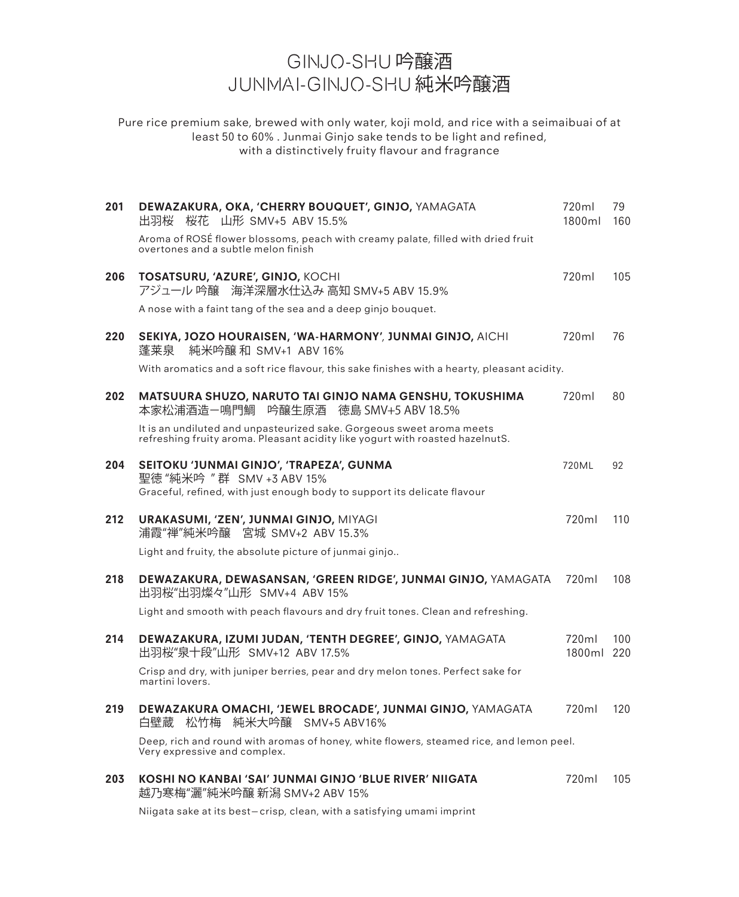# GINJO-SHU 吟醸酒
# JUNMAI-GINJO-SHU 純米吟醸酒

Pure rice premium sake, brewed with only water, koji mold, and rice with a seimaibuai of at least 50 to 60% . Junmai Ginjo sake tends to be light and refined, with a distinctively fruity flavour and fragrance

**201** **DEWAZAKURA, OKA, 'CHERRY BOUQUET', GINJO,** YAMAGATA — 720ml 79 / 1800ml 160
出羽桜　桜花　山形 SMV+5 ABV 15.5%
Aroma of ROSÉ flower blossoms, peach with creamy palate, filled with dried fruit overtones and a subtle melon finish

**206** **TOSATSURU, 'AZURE', GINJO,** KOCHI — 720ml 105
アジュール 吟醸　海洋深層水仕込み 高知 SMV+5 ABV 15.9%
A nose with a faint tang of the sea and a deep ginjo bouquet.

**220** **SEKIYA, JOZO HOURAISEN, 'WA-HARMONY', JUNMAI GINJO,** AICHI — 720ml 76
蓬莱泉　純米吟醸 和 SMV+1 ABV 16%
With aromatics and a soft rice flavour, this sake finishes with a hearty, pleasant acidity.

**202** **MATSUURA SHUZO, NARUTO TAI GINJO NAMA GENSHU, TOKUSHIMA** — 720ml 80
本家松浦酒造ー鳴門鯛　吟醸生原酒　徳島 SMV+5 ABV 18.5%
It is an undiluted and unpasteurized sake. Gorgeous sweet aroma meets refreshing fruity aroma. Pleasant acidity like yogurt with roasted hazelnutS.

**204** **SEITOKU 'JUNMAI GINJO', 'TRAPEZA', GUNMA** — 720ML 92
聖徳 "純米吟 " 群　SMV +3 ABV 15%
Graceful, refined, with just enough body to support its delicate flavour

**212** **URAKASUMI, 'ZEN', JUNMAI GINJO,** MIYAGI — 720ml 110
浦霞"禅"純米吟醸　宮城 SMV+2 ABV 15.3%
Light and fruity, the absolute picture of junmai ginjo..

**218** **DEWAZAKURA, DEWASANSAN, 'GREEN RIDGE', JUNMAI GINJO,** YAMAGATA — 720ml 108
出羽桜"出羽燦々"山形　SMV+4 ABV 15%
Light and smooth with peach flavours and dry fruit tones. Clean and refreshing.

**214** **DEWAZAKURA, IZUMI JUDAN, 'TENTH DEGREE', GINJO,** YAMAGATA — 720ml 100 / 1800ml 220
出羽桜"泉十段"山形　SMV+12 ABV 17.5%
Crisp and dry, with juniper berries, pear and dry melon tones. Perfect sake for martini lovers.

**219** **DEWAZAKURA OMACHI, 'JEWEL BROCADE', JUNMAI GINJO,** YAMAGATA — 720ml 120
白壁蔵　松竹梅　純米大吟醸　SMV+5 ABV16%
Deep, rich and round with aromas of honey, white flowers, steamed rice, and lemon peel. Very expressive and complex.

**203** **KOSHI NO KANBAI 'SAI' JUNMAI GINJO 'BLUE RIVER' NIIGATA** — 720ml 105
越乃寒梅"灑"純米吟醸 新潟 SMV+2 ABV 15%
Niigata sake at its best—crisp, clean, with a satisfying umami imprint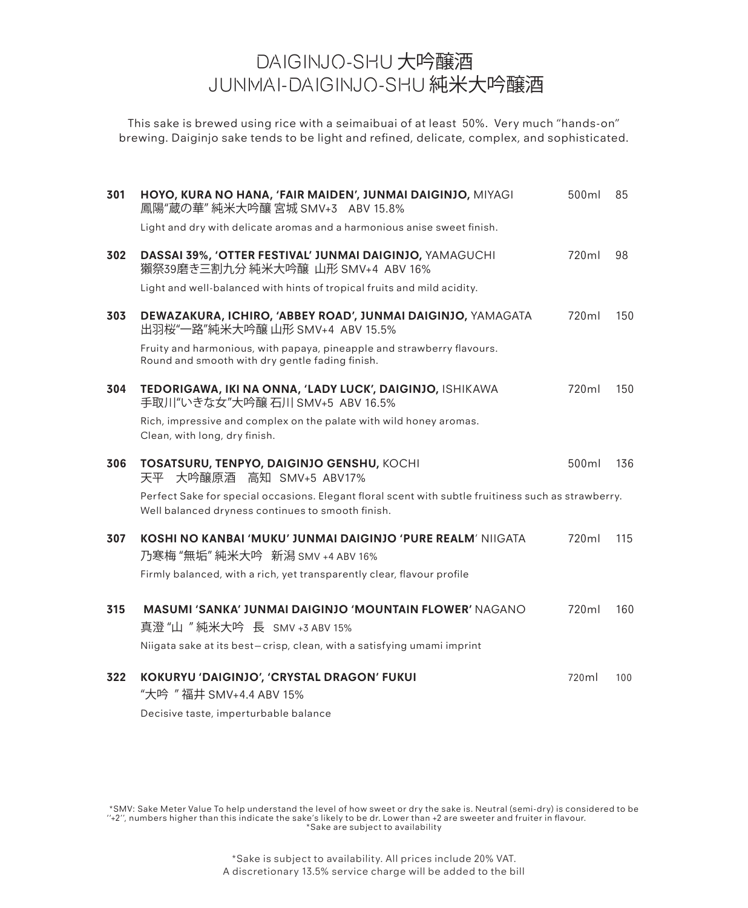# DAIGINJO-SHU 大吟醸酒
# JUNMAI-DAIGINJO-SHU 純米大吟醸酒

This sake is brewed using rice with a seimaibuai of at least 50%. Very much "hands-on" brewing. Daiginjo sake tends to be light and refined, delicate, complex, and sophisticated.

**301** **HOYO, KURA NO HANA, 'FAIR MAIDEN', JUNMAI DAIGINJO,** MIYAGI — 500ml — 85
鳳陽"蔵の華" 純米大吟醸 宮城 SMV+3 ABV 15.8%
Light and dry with delicate aromas and a harmonious anise sweet finish.

**302** **DASSAI 39%, 'OTTER FESTIVAL' JUNMAI DAIGINJO,** YAMAGUCHI — 720ml — 98
獺祭39磨き三割九分 純米大吟醸 山形 SMV+4 ABV 16%
Light and well-balanced with hints of tropical fruits and mild acidity.

**303** **DEWAZAKURA, ICHIRO, 'ABBEY ROAD', JUNMAI DAIGINJO,** YAMAGATA — 720ml — 150
出羽桜"一路"純米大吟醸 山形 SMV+4 ABV 15.5%
Fruity and harmonious, with papaya, pineapple and strawberry flavours.
Round and smooth with dry gentle fading finish.

**304** **TEDORIGAWA, IKI NA ONNA, 'LADY LUCK', DAIGINJO,** ISHIKAWA — 720ml — 150
手取川"いきな女"大吟醸 石川 SMV+5 ABV 16.5%
Rich, impressive and complex on the palate with wild honey aromas.
Clean, with long, dry finish.

**306** **TOSATSURU, TENPYO, DAIGINJO GENSHU,** KOCHI — 500ml — 136
天平　大吟醸原酒　高知　SMV+5 ABV17%
Perfect Sake for special occasions. Elegant floral scent with subtle fruitiness such as strawberry.
Well balanced dryness continues to smooth finish.

**307** **KOSHI NO KANBAI 'MUKU' JUNMAI DAIGINJO 'PURE REALM'** NIIGATA — 720ml — 115
乃寒梅 "無垢" 純米大吟　新潟 SMV +4 ABV 16%
Firmly balanced, with a rich, yet transparently clear, flavour profile

**315** **MASUMI 'SANKA' JUNMAI DAIGINJO 'MOUNTAIN FLOWER'** NAGANO — 720ml — 160
真澄 "山 " 純米大吟　長　SMV +3 ABV 15%
Niigata sake at its best—crisp, clean, with a satisfying umami imprint

**322** **KOKURYU 'DAIGINJO', 'CRYSTAL DRAGON' FUKUI** — 720ml — 100
"大吟 " 福井 SMV+4.4 ABV 15%
Decisive taste, imperturbable balance

*SMV: Sake Meter Value To help understand the level of how sweet or dry the sake is. Neutral (semi-dry) is considered to be ''+2'', numbers higher than this indicate the sake's likely to be dr. Lower than +2 are sweeter and fruiter in flavour.
*Sake are subject to availability

*Sake is subject to availability. All prices include 20% VAT.
A discretionary 13.5% service charge will be added to the bill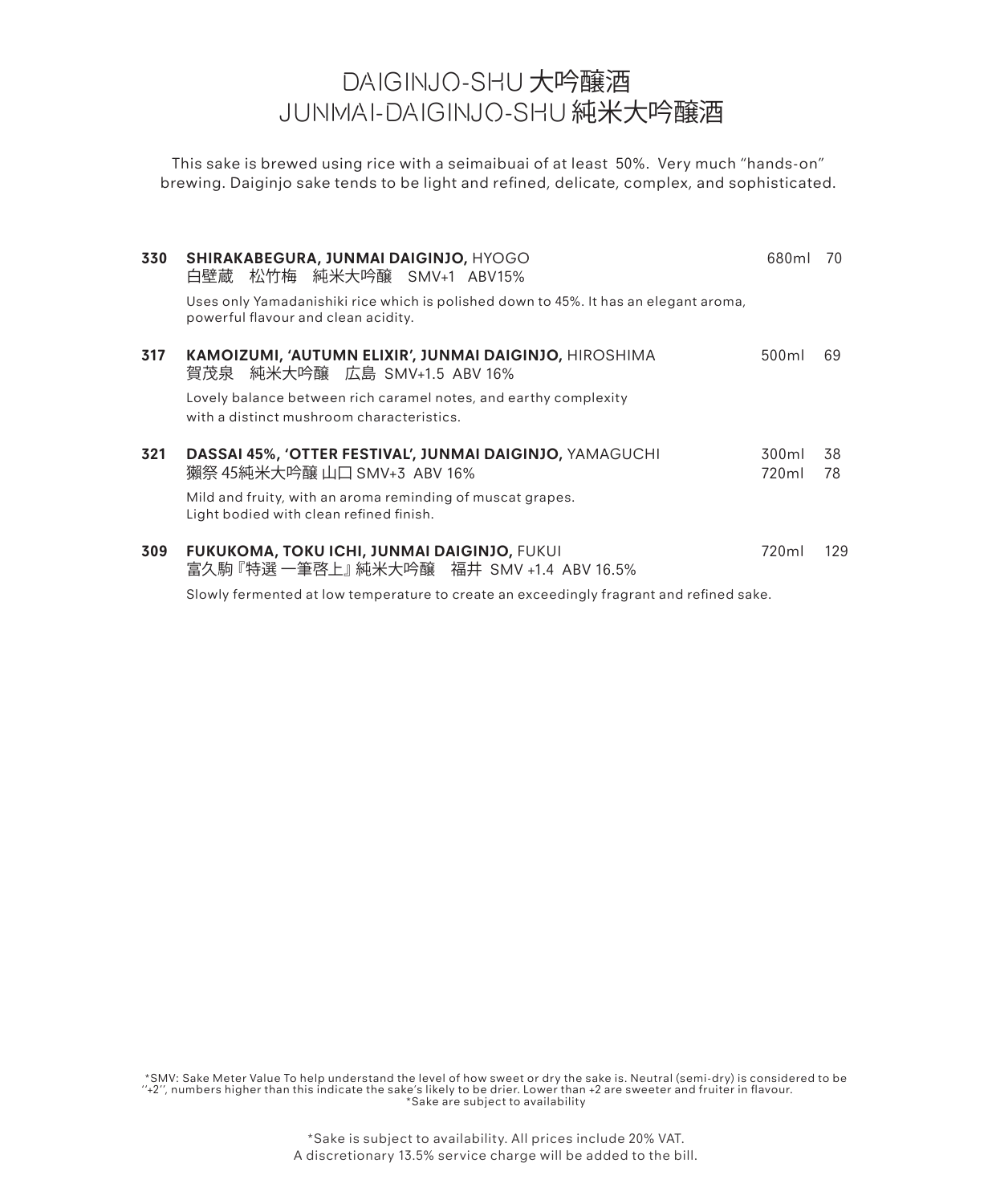# DAIGINJO-SHU 大吟醸酒
# JUNMAI-DAIGINJO-SHU 純米大吟醸酒

This sake is brewed using rice with a seimaibuai of at least 50%. Very much "hands-on" brewing. Daiginjo sake tends to be light and refined, delicate, complex, and sophisticated.

**330 SHIRAKABEGURA, JUNMAI DAIGINJO,** HYOGO — 680ml 70
白壁蔵　松竹梅　純米大吟醸　SMV+1　ABV15%

Uses only Yamadanishiki rice which is polished down to 45%. It has an elegant aroma, powerful flavour and clean acidity.

**317 KAMOIZUMI, 'AUTUMN ELIXIR', JUNMAI DAIGINJO,** HIROSHIMA — 500ml 69
賀茂泉　純米大吟醸　広島 SMV+1.5 ABV 16%

Lovely balance between rich caramel notes, and earthy complexity with a distinct mushroom characteristics.

**321 DASSAI 45%, 'OTTER FESTIVAL', JUNMAI DAIGINJO,** YAMAGUCHI — 300ml 38 / 720ml 78
獺祭 45純米大吟醸 山口 SMV+3 ABV 16%

Mild and fruity, with an aroma reminding of muscat grapes.
Light bodied with clean refined finish.

**309 FUKUKOMA, TOKU ICHI, JUNMAI DAIGINJO,** FUKUI — 720ml 129
富久駒『特選 一筆啓上』純米大吟醸　福井 SMV +1.4 ABV 16.5%

Slowly fermented at low temperature to create an exceedingly fragrant and refined sake.

*SMV: Sake Meter Value To help understand the level of how sweet or dry the sake is. Neutral (semi-dry) is considered to be ''+2'', numbers higher than this indicate the sake's likely to be drier. Lower than +2 are sweeter and fruiter in flavour.
*Sake are subject to availability

*Sake is subject to availability. All prices include 20% VAT.
A discretionary 13.5% service charge will be added to the bill.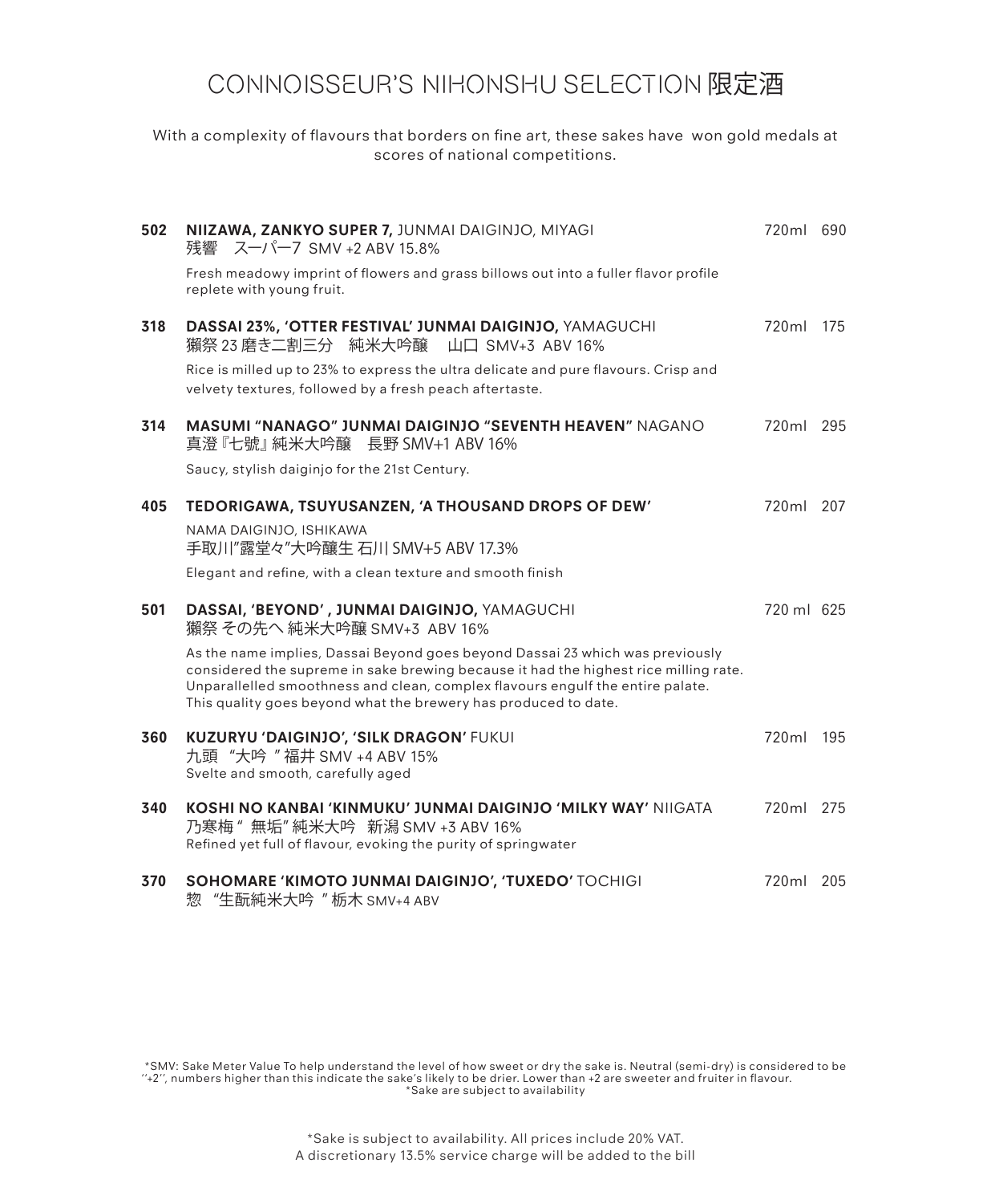# CONNOISSEUR'S NIHONSHU SELECTION 限定酒

With a complexity of flavours that borders on fine art, these sakes have won gold medals at scores of national competitions.

| | | | |
|---|---|---|---|
| **502** | **NIIZAWA, ZANKYO SUPER 7,** JUNMAI DAIGINJO, MIYAGI<br>残響　スーパー7 SMV +2 ABV 15.8%<br>Fresh meadowy imprint of flowers and grass billows out into a fuller flavor profile replete with young fruit. | 720ml | 690 |
| **318** | **DASSAI 23%, 'OTTER FESTIVAL' JUNMAI DAIGINJO,** YAMAGUCHI<br>獺祭 23 磨き二割三分　純米大吟醸　山口 SMV+3 ABV 16%<br>Rice is milled up to 23% to express the ultra delicate and pure flavours. Crisp and velvety textures, followed by a fresh peach aftertaste. | 720ml | 175 |
| **314** | **MASUMI "NANAGO" JUNMAI DAIGINJO "SEVENTH HEAVEN"** NAGANO<br>真澄『七號』純米大吟醸　長野 SMV+1 ABV 16%<br>Saucy, stylish daiginjo for the 21st Century. | 720ml | 295 |
| **405** | **TEDORIGAWA, TSUYUSANZEN, 'A THOUSAND DROPS OF DEW'**<br>NAMA DAIGINJO, ISHIKAWA<br>手取川"露堂々"大吟醸生 石川 SMV+5 ABV 17.3%<br>Elegant and refine, with a clean texture and smooth finish | 720ml | 207 |
| **501** | **DASSAI, 'BEYOND' , JUNMAI DAIGINJO,** YAMAGUCHI<br>獺祭 その先へ 純米大吟醸 SMV+3 ABV 16%<br>As the name implies, Dassai Beyond goes beyond Dassai 23 which was previously considered the supreme in sake brewing because it had the highest rice milling rate. Unparallelled smoothness and clean, complex flavours engulf the entire palate. This quality goes beyond what the brewery has produced to date. | 720 ml | 625 |
| **360** | **KUZURYU 'DAIGINJO', 'SILK DRAGON'** FUKUI<br>九頭　"大吟　" 福井 SMV +4 ABV 15%<br>Svelte and smooth, carefully aged | 720ml | 195 |
| **340** | **KOSHI NO KANBAI 'KINMUKU' JUNMAI DAIGINJO 'MILKY WAY'** NIIGATA<br>乃寒梅 " 無垢" 純米大吟　新潟 SMV +3 ABV 16%<br>Refined yet full of flavour, evoking the purity of springwater | 720ml | 275 |
| **370** | **SOHOMARE 'KIMOTO JUNMAI DAIGINJO', 'TUXEDO'** TOCHIGI<br>惣　"生酛純米大吟　" 栃木 SMV+4 ABV | 720ml | 205 |

*SMV: Sake Meter Value To help understand the level of how sweet or dry the sake is. Neutral (semi-dry) is considered to be ''+2'', numbers higher than this indicate the sake's likely to be drier. Lower than +2 are sweeter and fruiter in flavour.
*Sake are subject to availability

*Sake is subject to availability. All prices include 20% VAT.
A discretionary 13.5% service charge will be added to the bill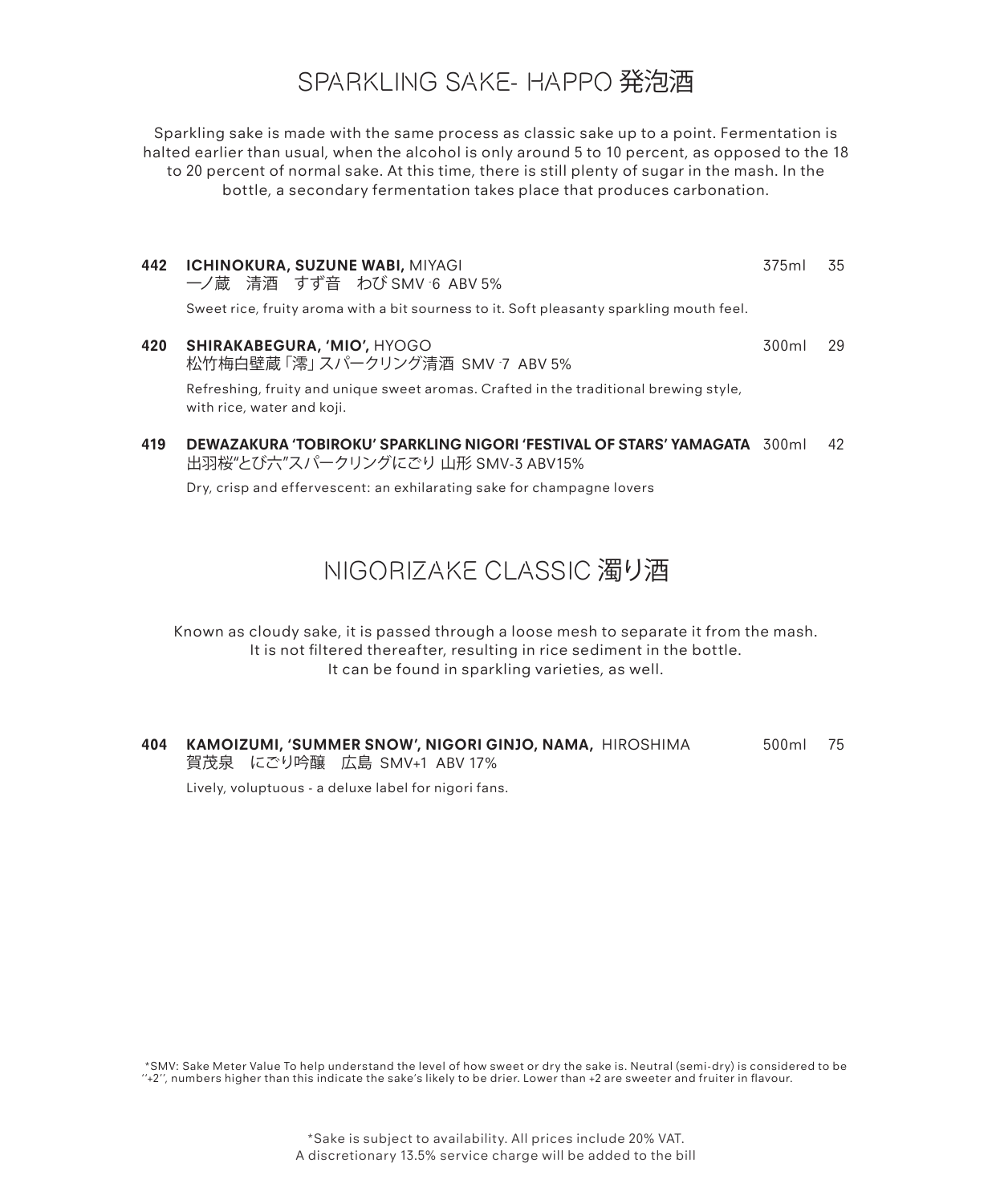# SPARKLING SAKE- HAPPO 発泡酒

Sparkling sake is made with the same process as classic sake up to a point. Fermentation is halted earlier than usual, when the alcohol is only around 5 to 10 percent, as opposed to the 18 to 20 percent of normal sake. At this time, there is still plenty of sugar in the mash. In the bottle, a secondary fermentation takes place that produces carbonation.

**442** **ICHINOKURA, SUZUNE WABI,** MIYAGI — 375ml — 35
一ノ蔵　清酒　すず音　わび SMV -6 ABV 5%

Sweet rice, fruity aroma with a bit sourness to it. Soft pleasanty sparkling mouth feel.

**420** **SHIRAKABEGURA, 'MIO',** HYOGO — 300ml — 29
松竹梅白壁蔵「澪」スパークリング清酒 SMV -7 ABV 5%

Refreshing, fruity and unique sweet aromas. Crafted in the traditional brewing style, with rice, water and koji.

**419** **DEWAZAKURA 'TOBIROKU' SPARKLING NIGORI 'FESTIVAL OF STARS' YAMAGATA** — 300ml — 42
出羽桜"とび六"スパークリングにごり 山形 SMV-3 ABV15%

Dry, crisp and effervescent: an exhilarating sake for champagne lovers

# NIGORIZAKE CLASSIC 濁り酒

Known as cloudy sake, it is passed through a loose mesh to separate it from the mash.
It is not filtered thereafter, resulting in rice sediment in the bottle.
It can be found in sparkling varieties, as well.

**404** **KAMOIZUMI, 'SUMMER SNOW', NIGORI GINJO, NAMA,** HIROSHIMA — 500ml — 75
賀茂泉　にごり吟醸　広島 SMV+1 ABV 17%

Lively, voluptuous - a deluxe label for nigori fans.

*SMV: Sake Meter Value To help understand the level of how sweet or dry the sake is. Neutral (semi-dry) is considered to be ''+2'', numbers higher than this indicate the sake's likely to be drier. Lower than +2 are sweeter and fruiter in flavour.

*Sake is subject to availability. All prices include 20% VAT.
A discretionary 13.5% service charge will be added to the bill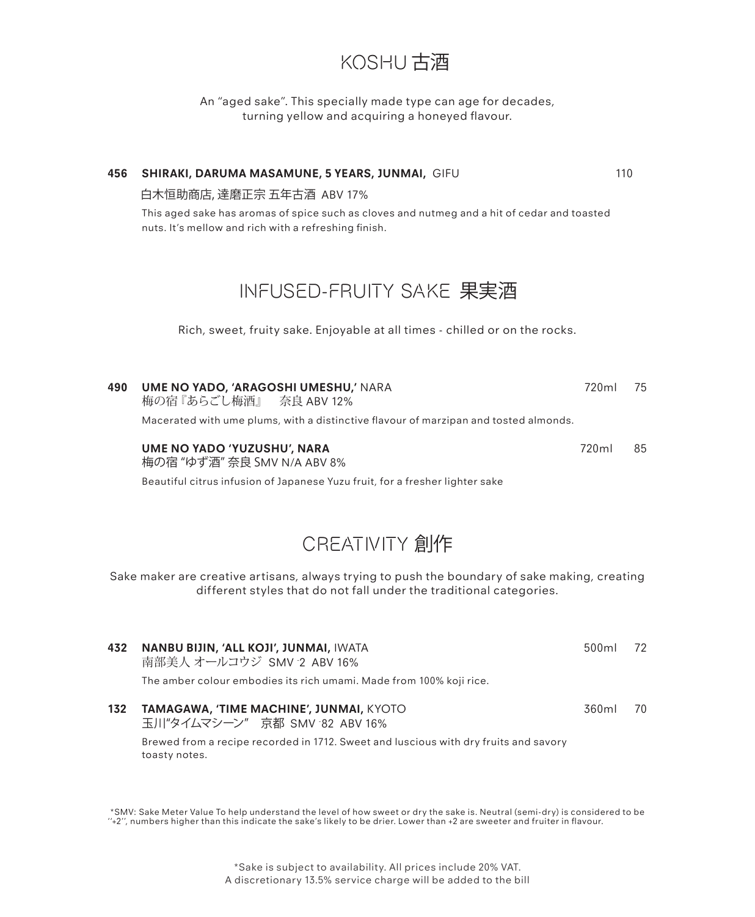## KOSHU 古酒

An "aged sake". This specially made type can age for decades, turning yellow and acquiring a honeyed flavour.

**456 SHIRAKI, DARUMA MASAMUNE, 5 YEARS, JUNMAI,** GIFU — 110

白木恒助商店, 達磨正宗 五年古酒 ABV 17%

This aged sake has aromas of spice such as cloves and nutmeg and a hit of cedar and toasted nuts. It's mellow and rich with a refreshing finish.

## INFUSED-FRUITY SAKE 果実酒

Rich, sweet, fruity sake. Enjoyable at all times - chilled or on the rocks.

**490 UME NO YADO, 'ARAGOSHI UMESHU,'** NARA — 720ml 75

梅の宿『あらごし梅酒』 奈良 ABV 12%

Macerated with ume plums, with a distinctive flavour of marzipan and tosted almonds.

**UME NO YADO 'YUZUSHU', NARA** — 720ml 85

梅の宿 "ゆず酒" 奈良 SMV N/A ABV 8%

Beautiful citrus infusion of Japanese Yuzu fruit, for a fresher lighter sake

## CREATIVITY 創作

Sake maker are creative artisans, always trying to push the boundary of sake making, creating different styles that do not fall under the traditional categories.

**432 NANBU BIJIN, 'ALL KOJI', JUNMAI,** IWATA — 500ml 72

南部美人 オールコウジ SMV -2 ABV 16%

The amber colour embodies its rich umami. Made from 100% koji rice.

**132 TAMAGAWA, 'TIME MACHINE', JUNMAI,** KYOTO — 360ml 70

玉川"タイムマシーン" 京都 SMV -82 ABV 16%

Brewed from a recipe recorded in 1712. Sweet and luscious with dry fruits and savory toasty notes.

*SMV: Sake Meter Value To help understand the level of how sweet or dry the sake is. Neutral (semi-dry) is considered to be ''+2'', numbers higher than this indicate the sake's likely to be drier. Lower than +2 are sweeter and fruiter in flavour.

*Sake is subject to availability. All prices include 20% VAT.
A discretionary 13.5% service charge will be added to the bill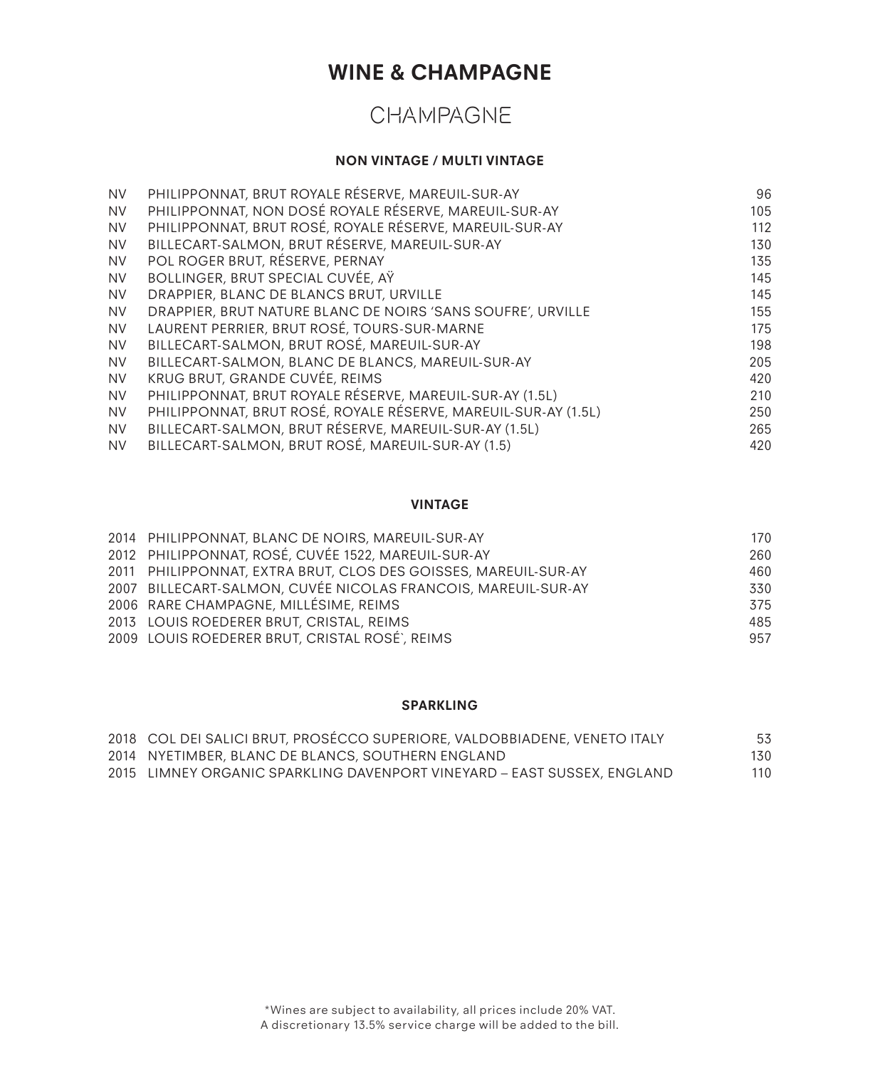# WINE & CHAMPAGNE

## CHAMPAGNE

### NON VINTAGE / MULTI VINTAGE

| | | |
|---|---|---|
| NV | PHILIPPONNAT, BRUT ROYALE RÉSERVE, MAREUIL-SUR-AY | 96 |
| NV | PHILIPPONNAT, NON DOSÉ ROYALE RÉSERVE, MAREUIL-SUR-AY | 105 |
| NV | PHILIPPONNAT, BRUT ROSÉ, ROYALE RÉSERVE, MAREUIL-SUR-AY | 112 |
| NV | BILLECART-SALMON, BRUT RÉSERVE, MAREUIL-SUR-AY | 130 |
| NV | POL ROGER BRUT, RÉSERVE, PERNAY | 135 |
| NV | BOLLINGER, BRUT SPECIAL CUVÉE, AŸ | 145 |
| NV | DRAPPIER, BLANC DE BLANCS BRUT, URVILLE | 145 |
| NV | DRAPPIER, BRUT NATURE BLANC DE NOIRS 'SANS SOUFRE', URVILLE | 155 |
| NV | LAURENT PERRIER, BRUT ROSÉ, TOURS-SUR-MARNE | 175 |
| NV | BILLECART-SALMON, BRUT ROSÉ, MAREUIL-SUR-AY | 198 |
| NV | BILLECART-SALMON, BLANC DE BLANCS, MAREUIL-SUR-AY | 205 |
| NV | KRUG BRUT, GRANDE CUVÉE, REIMS | 420 |
| NV | PHILIPPONNAT, BRUT ROYALE RÉSERVE, MAREUIL-SUR-AY (1.5L) | 210 |
| NV | PHILIPPONNAT, BRUT ROSÉ, ROYALE RÉSERVE, MAREUIL-SUR-AY (1.5L) | 250 |
| NV | BILLECART-SALMON, BRUT RÉSERVE, MAREUIL-SUR-AY (1.5L) | 265 |
| NV | BILLECART-SALMON, BRUT ROSÉ, MAREUIL-SUR-AY (1.5) | 420 |

### VINTAGE

| | | |
|---|---|---|
| 2014 | PHILIPPONNAT, BLANC DE NOIRS, MAREUIL-SUR-AY | 170 |
| 2012 | PHILIPPONNAT, ROSÉ, CUVÉE 1522, MAREUIL-SUR-AY | 260 |
| 2011 | PHILIPPONNAT, EXTRA BRUT, CLOS DES GOISSES, MAREUIL-SUR-AY | 460 |
| 2007 | BILLECART-SALMON, CUVÉE NICOLAS FRANCOIS, MAREUIL-SUR-AY | 330 |
| 2006 | RARE CHAMPAGNE, MILLÉSIME, REIMS | 375 |
| 2013 | LOUIS ROEDERER BRUT, CRISTAL, REIMS | 485 |
| 2009 | LOUIS ROEDERER BRUT, CRISTAL ROSÉ`, REIMS | 957 |

### SPARKLING

| | | |
|---|---|---|
| 2018 | COL DEI SALICI BRUT, PROSÉCCO SUPERIORE, VALDOBBIADENE, VENETO ITALY | 53 |
| 2014 | NYETIMBER, BLANC DE BLANCS, SOUTHERN ENGLAND | 130 |
| 2015 | LIMNEY ORGANIC SPARKLING DAVENPORT VINEYARD – EAST SUSSEX, ENGLAND | 110 |

*Wines are subject to availability, all prices include 20% VAT.
A discretionary 13.5% service charge will be added to the bill.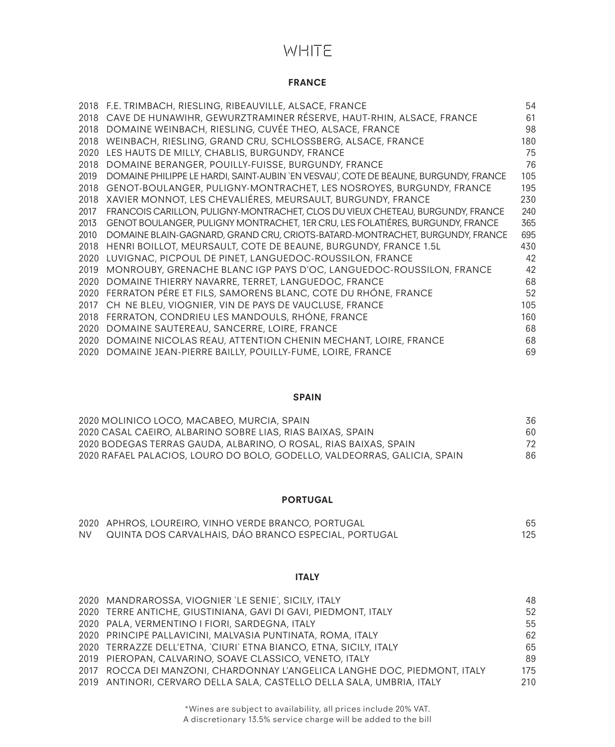# WHITE

## FRANCE

| Vintage | Wine | Price |
|---|---|---|
| 2018 | F.E. TRIMBACH, RIESLING, RIBEAUVILLE, ALSACE, FRANCE | 54 |
| 2018 | CAVE DE HUNAWIHR, GEWURZTRAMINER RÉSERVE, HAUT-RHIN, ALSACE, FRANCE | 61 |
| 2018 | DOMAINE WEINBACH, RIESLING, CUVÉE THEO, ALSACE, FRANCE | 98 |
| 2018 | WEINBACH, RIESLING, GRAND CRU, SCHLOSSBERG, ALSACE, FRANCE | 180 |
| 2020 | LES HAUTS DE MILLY, CHABLIS, BURGUNDY, FRANCE | 75 |
| 2018 | DOMAINE BERANGER, POUILLY-FUISSE, BURGUNDY, FRANCE | 76 |
| 2019 | DOMAINE PHILIPPE LE HARDI, SAINT-AUBIN `EN VESVAU`, COTE DE BEAUNE, BURGUNDY, FRANCE | 105 |
| 2018 | GENOT-BOULANGER, PULIGNY-MONTRACHET, LES NOSROYES, BURGUNDY, FRANCE | 195 |
| 2018 | XAVIER MONNOT, LES CHEVALIÉRES, MEURSAULT, BURGUNDY, FRANCE | 230 |
| 2017 | FRANCOIS CARILLON, PULIGNY-MONTRACHET, CLOS DU VIEUX CHETEAU, BURGUNDY, FRANCE | 240 |
| 2013 | GENOT BOULANGER, PULIGNY MONTRACHET, 1ER CRU, LES FOLATIÉRES, BURGUNDY, FRANCE | 365 |
| 2010 | DOMAINE BLAIN-GAGNARD, GRAND CRU, CRIOTS-BATARD-MONTRACHET, BURGUNDY, FRANCE | 695 |
| 2018 | HENRI BOILLOT, MEURSAULT, COTE DE BEAUNE, BURGUNDY, FRANCE 1.5L | 430 |
| 2020 | LUVIGNAC, PICPOUL DE PINET, LANGUEDOC-ROUSSILON, FRANCE | 42 |
| 2019 | MONROUBY, GRENACHE BLANC IGP PAYS D'OC, LANGUEDOC-ROUSSILLON, FRANCE | 42 |
| 2020 | DOMAINE THIERRY NAVARRE, TERRET, LANGUEDOC, FRANCE | 68 |
| 2020 | FERRATON PÉRE ET FILS, SAMORENS BLANC, COTE DU RHÓNE, FRANCE | 52 |
| 2017 | CH NE BLEU, VIOGNIER, VIN DE PAYS DE VAUCLUSE, FRANCE | 105 |
| 2018 | FERRATON, CONDRIEU LES MANDOULS, RHÓNE, FRANCE | 160 |
| 2020 | DOMAINE SAUTEREAU, SANCERRE, LOIRE, FRANCE | 68 |
| 2020 | DOMAINE NICOLAS REAU, ATTENTION CHENIN MECHANT, LOIRE, FRANCE | 68 |
| 2020 | DOMAINE JEAN-PIERRE BAILLY, POUILLY-FUME, LOIRE, FRANCE | 69 |

## SPAIN

| Wine | Price |
|---|---|
| 2020 MOLINICO LOCO, MACABEO, MURCIA, SPAIN | 36 |
| 2020 CASAL CAEIRO, ALBARINO SOBRE LIAS, RIAS BAIXAS, SPAIN | 60 |
| 2020 BODEGAS TERRAS GAUDA, ALBARINO, O ROSAL, RIAS BAIXAS, SPAIN | 72 |
| 2020 RAFAEL PALACIOS, LOURO DO BOLO, GODELLO, VALDEORRAS, GALICIA, SPAIN | 86 |

## PORTUGAL

| Vintage | Wine | Price |
|---|---|---|
| 2020 | APHROS, LOUREIRO, VINHO VERDE BRANCO, PORTUGAL | 65 |
| NV | QUINTA DOS CARVALHAIS, DÁO BRANCO ESPECIAL, PORTUGAL | 125 |

## ITALY

| Vintage | Wine | Price |
|---|---|---|
| 2020 | MANDRAROSSA, VIOGNIER `LE SENIE`, SICILY, ITALY | 48 |
| 2020 | TERRE ANTICHE, GIUSTINIANA, GAVI DI GAVI, PIEDMONT, ITALY | 52 |
| 2020 | PALA, VERMENTINO I FIORI, SARDEGNA, ITALY | 55 |
| 2020 | PRINCIPE PALLAVICINI, MALVASIA PUNTINATA, ROMA, ITALY | 62 |
| 2020 | TERRAZZE DELL'ETNA, `CIURI` ETNA BIANCO, ETNA, SICILY, ITALY | 65 |
| 2019 | PIEROPAN, CALVARINO, SOAVE CLASSICO, VENETO, ITALY | 89 |
| 2017 | ROCCA DEI MANZONI, CHARDONNAY L'ANGELICA LANGHE DOC, PIEDMONT, ITALY | 175 |
| 2019 | ANTINORI, CERVARO DELLA SALA, CASTELLO DELLA SALA, UMBRIA, ITALY | 210 |

*Wines are subject to availability, all prices include 20% VAT.
A discretionary 13.5% service charge will be added to the bill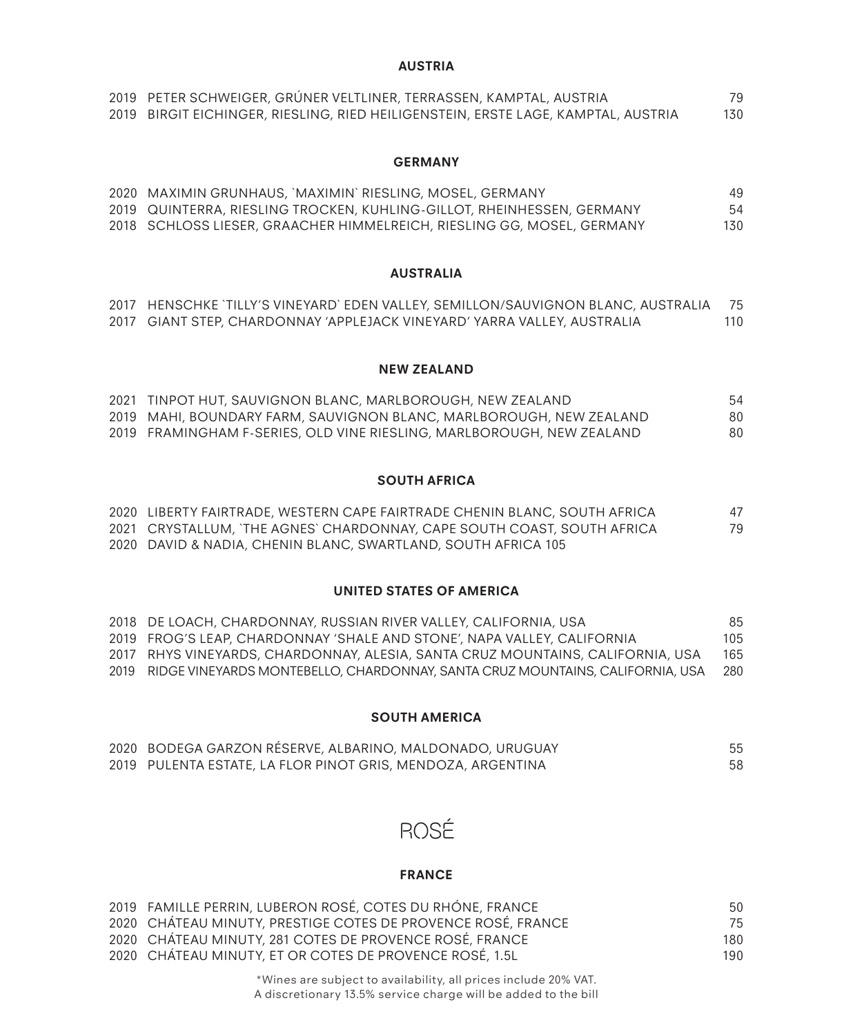## AUSTRIA

| Year | Wine | Price |
|---|---|---|
| 2019 | PETER SCHWEIGER, GRÚNER VELTLINER, TERRASSEN, KAMPTAL, AUSTRIA | 79 |
| 2019 | BIRGIT EICHINGER, RIESLING, RIED HEILIGENSTEIN, ERSTE LAGE, KAMPTAL, AUSTRIA | 130 |

## GERMANY

| Year | Wine | Price |
|---|---|---|
| 2020 | MAXIMIN GRUNHAUS, `MAXIMIN` RIESLING, MOSEL, GERMANY | 49 |
| 2019 | QUINTERRA, RIESLING TROCKEN, KUHLING-GILLOT, RHEINHESSEN, GERMANY | 54 |
| 2018 | SCHLOSS LIESER, GRAACHER HIMMELREICH, RIESLING GG, MOSEL, GERMANY | 130 |

## AUSTRALIA

| Year | Wine | Price |
|---|---|---|
| 2017 | HENSCHKE `TILLY'S VINEYARD` EDEN VALLEY, SEMILLON/SAUVIGNON BLANC, AUSTRALIA | 75 |
| 2017 | GIANT STEP, CHARDONNAY 'APPLEJACK VINEYARD' YARRA VALLEY, AUSTRALIA | 110 |

## NEW ZEALAND

| Year | Wine | Price |
|---|---|---|
| 2021 | TINPOT HUT, SAUVIGNON BLANC, MARLBOROUGH, NEW ZEALAND | 54 |
| 2019 | MAHI, BOUNDARY FARM, SAUVIGNON BLANC, MARLBOROUGH, NEW ZEALAND | 80 |
| 2019 | FRAMINGHAM F-SERIES, OLD VINE RIESLING, MARLBOROUGH, NEW ZEALAND | 80 |

## SOUTH AFRICA

| Year | Wine | Price |
|---|---|---|
| 2020 | LIBERTY FAIRTRADE, WESTERN CAPE FAIRTRADE CHENIN BLANC, SOUTH AFRICA | 47 |
| 2021 | CRYSTALLUM, `THE AGNES` CHARDONNAY, CAPE SOUTH COAST, SOUTH AFRICA | 79 |
| 2020 | DAVID & NADIA, CHENIN BLANC, SWARTLAND, SOUTH AFRICA | 105 |

## UNITED STATES OF AMERICA

| Year | Wine | Price |
|---|---|---|
| 2018 | DE LOACH, CHARDONNAY, RUSSIAN RIVER VALLEY, CALIFORNIA, USA | 85 |
| 2019 | FROG'S LEAP, CHARDONNAY 'SHALE AND STONE', NAPA VALLEY, CALIFORNIA | 105 |
| 2017 | RHYS VINEYARDS, CHARDONNAY, ALESIA, SANTA CRUZ MOUNTAINS, CALIFORNIA, USA | 165 |
| 2019 | RIDGE VINEYARDS MONTEBELLO, CHARDONNAY, SANTA CRUZ MOUNTAINS, CALIFORNIA, USA | 280 |

## SOUTH AMERICA

| Year | Wine | Price |
|---|---|---|
| 2020 | BODEGA GARZON RÉSERVE, ALBARINO, MALDONADO, URUGUAY | 55 |
| 2019 | PULENTA ESTATE, LA FLOR PINOT GRIS, MENDOZA, ARGENTINA | 58 |

# ROSÉ

## FRANCE

| Year | Wine | Price |
|---|---|---|
| 2019 | FAMILLE PERRIN, LUBERON ROSÉ, COTES DU RHÓNE, FRANCE | 50 |
| 2020 | CHÁTEAU MINUTY, PRESTIGE COTES DE PROVENCE ROSÉ, FRANCE | 75 |
| 2020 | CHÁTEAU MINUTY, 281 COTES DE PROVENCE ROSÉ, FRANCE | 180 |
| 2020 | CHÁTEAU MINUTY, ET OR COTES DE PROVENCE ROSÉ, 1.5L | 190 |

*Wines are subject to availability, all prices include 20% VAT.
A discretionary 13.5% service charge will be added to the bill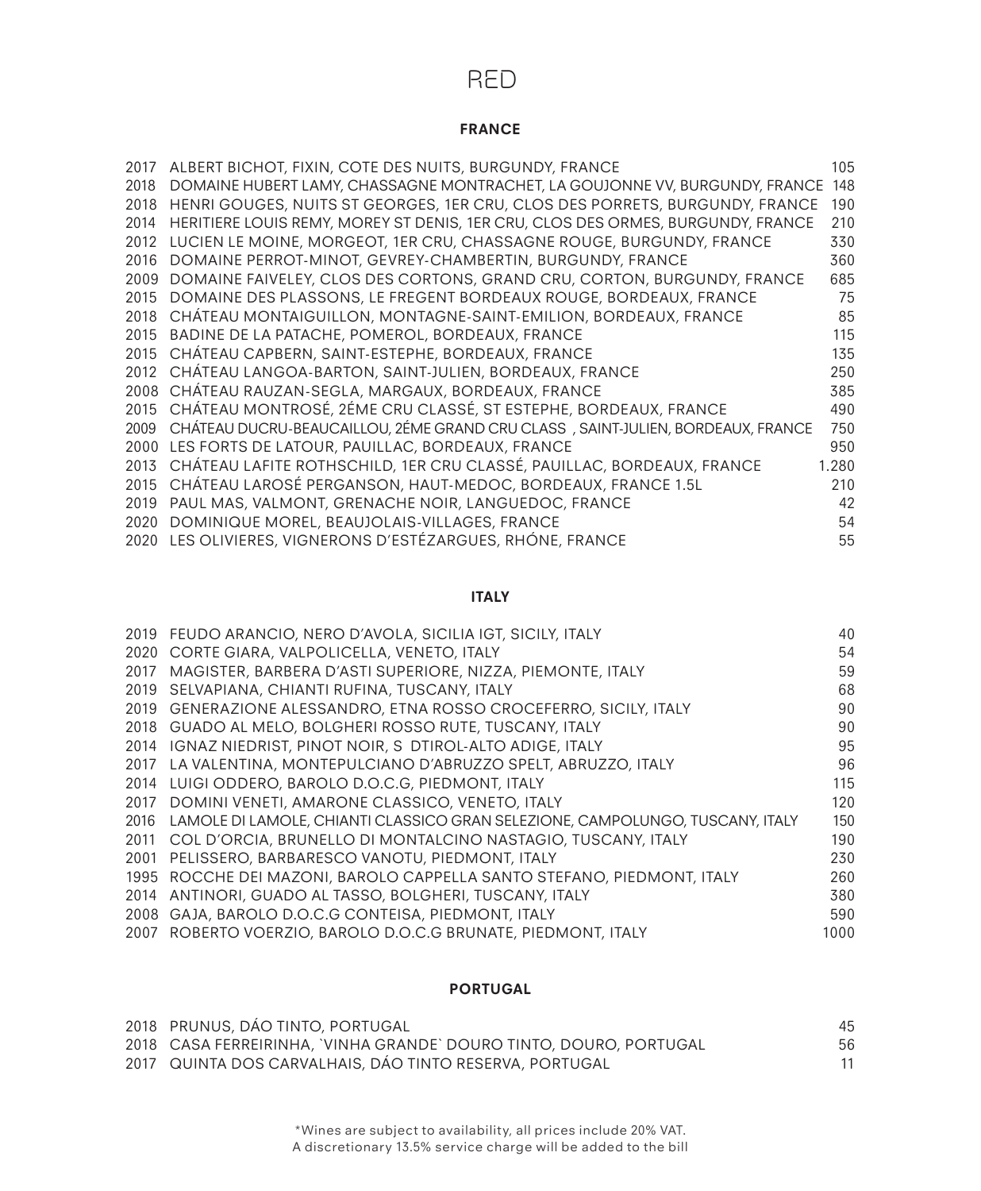# RED

## FRANCE

| | | |
|---|---|---|
| 2017 | ALBERT BICHOT, FIXIN, COTE DES NUITS, BURGUNDY, FRANCE | 105 |
| 2018 | DOMAINE HUBERT LAMY, CHASSAGNE MONTRACHET, LA GOUJONNE VV, BURGUNDY, FRANCE | 148 |
| 2018 | HENRI GOUGES, NUITS ST GEORGES, 1ER CRU, CLOS DES PORRETS, BURGUNDY, FRANCE | 190 |
| 2014 | HERITIERE LOUIS REMY, MOREY ST DENIS, 1ER CRU, CLOS DES ORMES, BURGUNDY, FRANCE | 210 |
| 2012 | LUCIEN LE MOINE, MORGEOT, 1ER CRU, CHASSAGNE ROUGE, BURGUNDY, FRANCE | 330 |
| 2016 | DOMAINE PERROT-MINOT, GEVREY-CHAMBERTIN, BURGUNDY, FRANCE | 360 |
| 2009 | DOMAINE FAIVELEY, CLOS DES CORTONS, GRAND CRU, CORTON, BURGUNDY, FRANCE | 685 |
| 2015 | DOMAINE DES PLASSONS, LE FREGENT BORDEAUX ROUGE, BORDEAUX, FRANCE | 75 |
| 2018 | CHÁTEAU MONTAIGUILLON, MONTAGNE-SAINT-EMILION, BORDEAUX, FRANCE | 85 |
| 2015 | BADINE DE LA PATACHE, POMEROL, BORDEAUX, FRANCE | 115 |
| 2015 | CHÁTEAU CAPBERN, SAINT-ESTEPHE, BORDEAUX, FRANCE | 135 |
| 2012 | CHÁTEAU LANGOA-BARTON, SAINT-JULIEN, BORDEAUX, FRANCE | 250 |
| 2008 | CHÁTEAU RAUZAN-SEGLA, MARGAUX, BORDEAUX, FRANCE | 385 |
| 2015 | CHÁTEAU MONTROSÉ, 2ÉME CRU CLASSÉ, ST ESTEPHE, BORDEAUX, FRANCE | 490 |
| 2009 | CHÁTEAU DUCRU-BEAUCAILLOU, 2ÉME GRAND CRU CLASS , SAINT-JULIEN, BORDEAUX, FRANCE | 750 |
| 2000 | LES FORTS DE LATOUR, PAUILLAC, BORDEAUX, FRANCE | 950 |
| 2013 | CHÁTEAU LAFITE ROTHSCHILD, 1ER CRU CLASSÉ, PAUILLAC, BORDEAUX, FRANCE | 1.280 |
| 2015 | CHÁTEAU LAROSÉ PERGANSON, HAUT-MEDOC, BORDEAUX, FRANCE 1.5L | 210 |
| 2019 | PAUL MAS, VALMONT, GRENACHE NOIR, LANGUEDOC, FRANCE | 42 |
| 2020 | DOMINIQUE MOREL, BEAUJOLAIS-VILLAGES, FRANCE | 54 |
| 2020 | LES OLIVIERES, VIGNERONS D'ESTÉZARGUES, RHÓNE, FRANCE | 55 |

## ITALY

| | | |
|---|---|---|
| 2019 | FEUDO ARANCIO, NERO D'AVOLA, SICILIA IGT, SICILY, ITALY | 40 |
| 2020 | CORTE GIARA, VALPOLICELLA, VENETO, ITALY | 54 |
| 2017 | MAGISTER, BARBERA D'ASTI SUPERIORE, NIZZA, PIEMONTE, ITALY | 59 |
| 2019 | SELVAPIANA, CHIANTI RUFINA, TUSCANY, ITALY | 68 |
| 2019 | GENERAZIONE ALESSANDRO, ETNA ROSSO CROCEFERRO, SICILY, ITALY | 90 |
| 2018 | GUADO AL MELO, BOLGHERI ROSSO RUTE, TUSCANY, ITALY | 90 |
| 2014 | IGNAZ NIEDRIST, PINOT NOIR, S DTIROL-ALTO ADIGE, ITALY | 95 |
| 2017 | LA VALENTINA, MONTEPULCIANO D'ABRUZZO SPELT, ABRUZZO, ITALY | 96 |
| 2014 | LUIGI ODDERO, BAROLO D.O.C.G, PIEDMONT, ITALY | 115 |
| 2017 | DOMINI VENETI, AMARONE CLASSICO, VENETO, ITALY | 120 |
| 2016 | LAMOLE DI LAMOLE, CHIANTI CLASSICO GRAN SELEZIONE, CAMPOLUNGO, TUSCANY, ITALY | 150 |
| 2011 | COL D'ORCIA, BRUNELLO DI MONTALCINO NASTAGIO, TUSCANY, ITALY | 190 |
| 2001 | PELISSERO, BARBARESCO VANOTU, PIEDMONT, ITALY | 230 |
| 1995 | ROCCHE DEI MAZONI, BAROLO CAPPELLA SANTO STEFANO, PIEDMONT, ITALY | 260 |
| 2014 | ANTINORI, GUADO AL TASSO, BOLGHERI, TUSCANY, ITALY | 380 |
| 2008 | GAJA, BAROLO D.O.C.G CONTEISA, PIEDMONT, ITALY | 590 |
| 2007 | ROBERTO VOERZIO, BAROLO D.O.C.G BRUNATE, PIEDMONT, ITALY | 1000 |

## PORTUGAL

| | | |
|---|---|---|
| 2018 | PRUNUS, DÁO TINTO, PORTUGAL | 45 |
| 2018 | CASA FERREIRINHA, `VINHA GRANDE` DOURO TINTO, DOURO, PORTUGAL | 56 |
| 2017 | QUINTA DOS CARVALHAIS, DÁO TINTO RESERVA, PORTUGAL | 11 |

*Wines are subject to availability, all prices include 20% VAT.
A discretionary 13.5% service charge will be added to the bill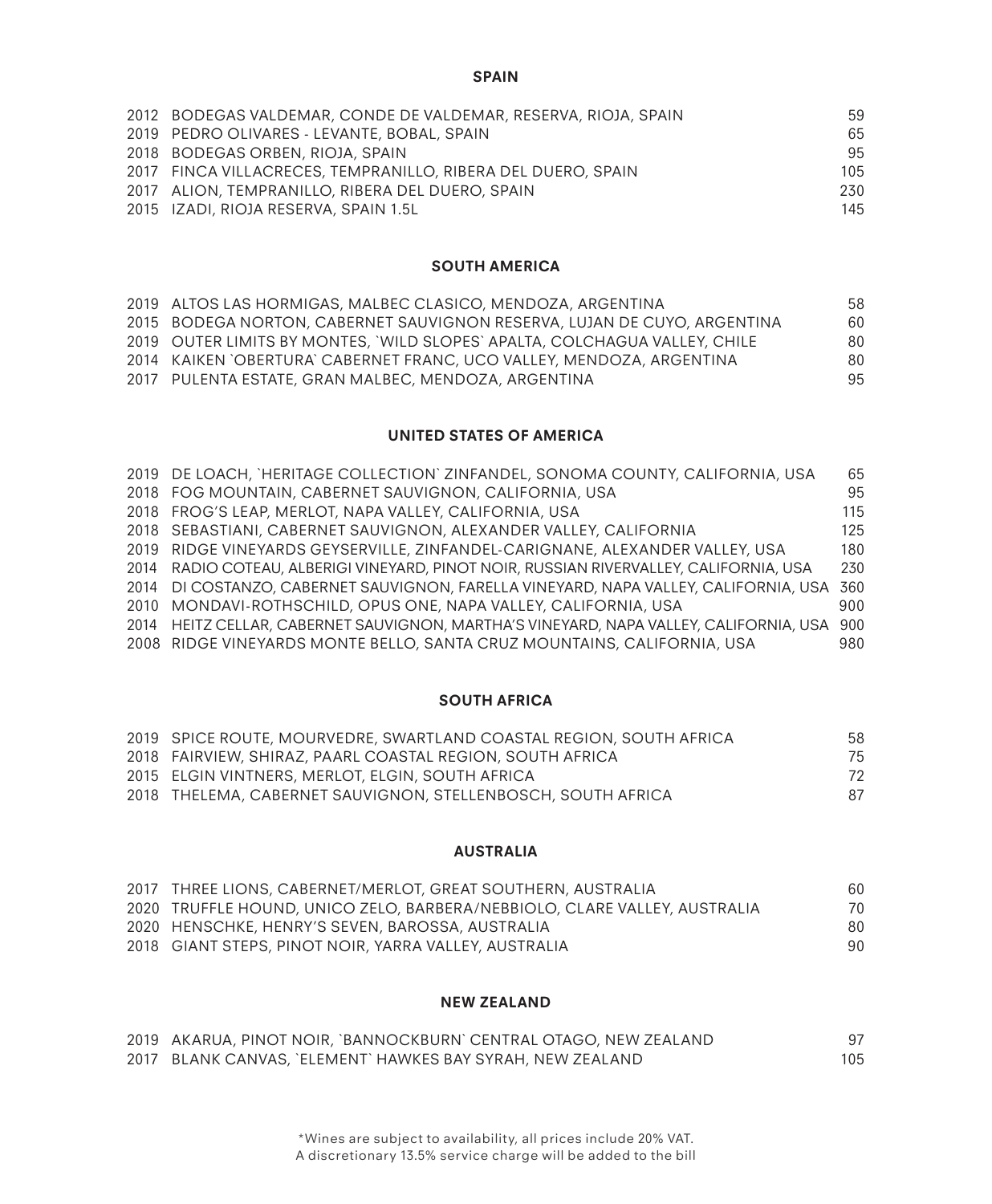## SPAIN

| Year | Wine | Price |
|---|---|---|
| 2012 | BODEGAS VALDEMAR, CONDE DE VALDEMAR, RESERVA, RIOJA, SPAIN | 59 |
| 2019 | PEDRO OLIVARES - LEVANTE, BOBAL, SPAIN | 65 |
| 2018 | BODEGAS ORBEN, RIOJA, SPAIN | 95 |
| 2017 | FINCA VILLACRECES, TEMPRANILLO, RIBERA DEL DUERO, SPAIN | 105 |
| 2017 | ALION, TEMPRANILLO, RIBERA DEL DUERO, SPAIN | 230 |
| 2015 | IZADI, RIOJA RESERVA, SPAIN 1.5L | 145 |

## SOUTH AMERICA

| Year | Wine | Price |
|---|---|---|
| 2019 | ALTOS LAS HORMIGAS, MALBEC CLASICO, MENDOZA, ARGENTINA | 58 |
| 2015 | BODEGA NORTON, CABERNET SAUVIGNON RESERVA, LUJAN DE CUYO, ARGENTINA | 60 |
| 2019 | OUTER LIMITS BY MONTES, `WILD SLOPES` APALTA, COLCHAGUA VALLEY, CHILE | 80 |
| 2014 | KAIKEN `OBERTURA` CABERNET FRANC, UCO VALLEY, MENDOZA, ARGENTINA | 80 |
| 2017 | PULENTA ESTATE, GRAN MALBEC, MENDOZA, ARGENTINA | 95 |

## UNITED STATES OF AMERICA

| Year | Wine | Price |
|---|---|---|
| 2019 | DE LOACH, `HERITAGE COLLECTION` ZINFANDEL, SONOMA COUNTY, CALIFORNIA, USA | 65 |
| 2018 | FOG MOUNTAIN, CABERNET SAUVIGNON, CALIFORNIA, USA | 95 |
| 2018 | FROG'S LEAP, MERLOT, NAPA VALLEY, CALIFORNIA, USA | 115 |
| 2018 | SEBASTIANI, CABERNET SAUVIGNON, ALEXANDER VALLEY, CALIFORNIA | 125 |
| 2019 | RIDGE VINEYARDS GEYSERVILLE, ZINFANDEL-CARIGNANE, ALEXANDER VALLEY, USA | 180 |
| 2014 | RADIO COTEAU, ALBERIGI VINEYARD, PINOT NOIR, RUSSIAN RIVERVALLEY, CALIFORNIA, USA | 230 |
| 2014 | DI COSTANZO, CABERNET SAUVIGNON, FARELLA VINEYARD, NAPA VALLEY, CALIFORNIA, USA | 360 |
| 2010 | MONDAVI-ROTHSCHILD, OPUS ONE, NAPA VALLEY, CALIFORNIA, USA | 900 |
| 2014 | HEITZ CELLAR, CABERNET SAUVIGNON, MARTHA'S VINEYARD, NAPA VALLEY, CALIFORNIA, USA | 900 |
| 2008 | RIDGE VINEYARDS MONTE BELLO, SANTA CRUZ MOUNTAINS, CALIFORNIA, USA | 980 |

## SOUTH AFRICA

| Year | Wine | Price |
|---|---|---|
| 2019 | SPICE ROUTE, MOURVEDRE, SWARTLAND COASTAL REGION, SOUTH AFRICA | 58 |
| 2018 | FAIRVIEW, SHIRAZ, PAARL COASTAL REGION, SOUTH AFRICA | 75 |
| 2015 | ELGIN VINTNERS, MERLOT, ELGIN, SOUTH AFRICA | 72 |
| 2018 | THELEMA, CABERNET SAUVIGNON, STELLENBOSCH, SOUTH AFRICA | 87 |

## AUSTRALIA

| Year | Wine | Price |
|---|---|---|
| 2017 | THREE LIONS, CABERNET/MERLOT, GREAT SOUTHERN, AUSTRALIA | 60 |
| 2020 | TRUFFLE HOUND, UNICO ZELO, BARBERA/NEBBIOLO, CLARE VALLEY, AUSTRALIA | 70 |
| 2020 | HENSCHKE, HENRY'S SEVEN, BAROSSA, AUSTRALIA | 80 |
| 2018 | GIANT STEPS, PINOT NOIR, YARRA VALLEY, AUSTRALIA | 90 |

## NEW ZEALAND

| Year | Wine | Price |
|---|---|---|
| 2019 | AKARUA, PINOT NOIR, `BANNOCKBURN` CENTRAL OTAGO, NEW ZEALAND | 97 |
| 2017 | BLANK CANVAS, `ELEMENT` HAWKES BAY SYRAH, NEW ZEALAND | 105 |

*Wines are subject to availability, all prices include 20% VAT.
A discretionary 13.5% service charge will be added to the bill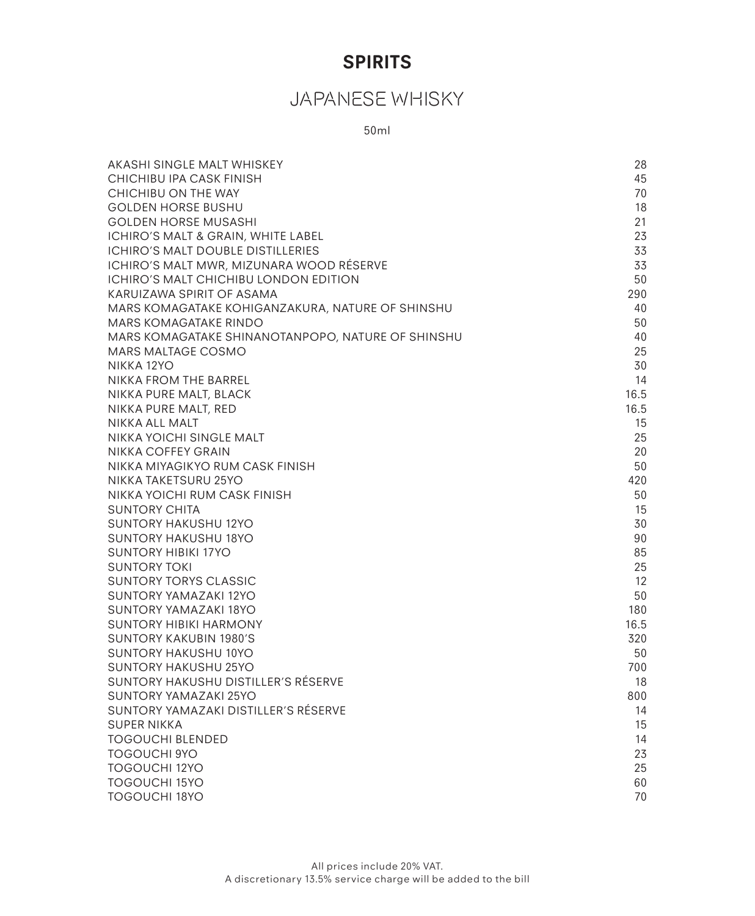# SPIRITS

## JAPANESE WHISKY

50ml

| | |
|---|---|
| AKASHI SINGLE MALT WHISKEY | 28 |
| CHICHIBU IPA CASK FINISH | 45 |
| CHICHIBU ON THE WAY | 70 |
| GOLDEN HORSE BUSHU | 18 |
| GOLDEN HORSE MUSASHI | 21 |
| ICHIRO'S MALT & GRAIN, WHITE LABEL | 23 |
| ICHIRO'S MALT DOUBLE DISTILLERIES | 33 |
| ICHIRO'S MALT MWR, MIZUNARA WOOD RÉSERVE | 33 |
| ICHIRO'S MALT CHICHIBU LONDON EDITION | 50 |
| KARUIZAWA SPIRIT OF ASAMA | 290 |
| MARS KOMAGATAKE KOHIGANZAKURA, NATURE OF SHINSHU | 40 |
| MARS KOMAGATAKE RINDO | 50 |
| MARS KOMAGATAKE SHINANOTANPOPO, NATURE OF SHINSHU | 40 |
| MARS MALTAGE COSMO | 25 |
| NIKKA 12YO | 30 |
| NIKKA FROM THE BARREL | 14 |
| NIKKA PURE MALT, BLACK | 16.5 |
| NIKKA PURE MALT, RED | 16.5 |
| NIKKA ALL MALT | 15 |
| NIKKA YOICHI SINGLE MALT | 25 |
| NIKKA COFFEY GRAIN | 20 |
| NIKKA MIYAGIKYO RUM CASK FINISH | 50 |
| NIKKA TAKETSURU 25YO | 420 |
| NIKKA YOICHI RUM CASK FINISH | 50 |
| SUNTORY CHITA | 15 |
| SUNTORY HAKUSHU 12YO | 30 |
| SUNTORY HAKUSHU 18YO | 90 |
| SUNTORY HIBIKI 17YO | 85 |
| SUNTORY TOKI | 25 |
| SUNTORY TORYS CLASSIC | 12 |
| SUNTORY YAMAZAKI 12YO | 50 |
| SUNTORY YAMAZAKI 18YO | 180 |
| SUNTORY HIBIKI HARMONY | 16.5 |
| SUNTORY KAKUBIN 1980'S | 320 |
| SUNTORY HAKUSHU 10YO | 50 |
| SUNTORY HAKUSHU 25YO | 700 |
| SUNTORY HAKUSHU DISTILLER'S RÉSERVE | 18 |
| SUNTORY YAMAZAKI 25YO | 800 |
| SUNTORY YAMAZAKI DISTILLER'S RÉSERVE | 14 |
| SUPER NIKKA | 15 |
| TOGOUCHI BLENDED | 14 |
| TOGOUCHI 9YO | 23 |
| TOGOUCHI 12YO | 25 |
| TOGOUCHI 15YO | 60 |
| TOGOUCHI 18YO | 70 |

All prices include 20% VAT.
A discretionary 13.5% service charge will be added to the bill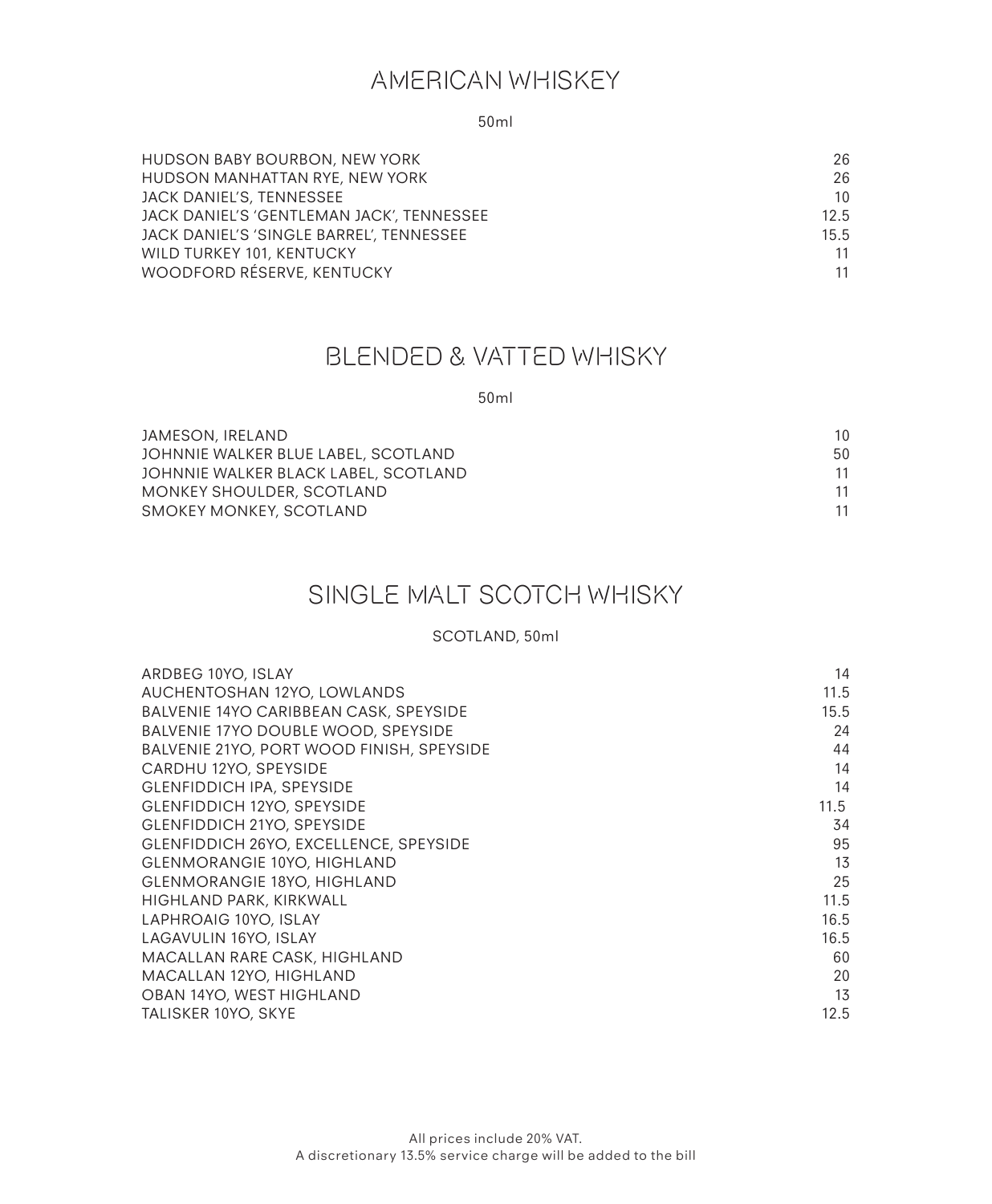## AMERICAN WHISKEY

50ml

| | |
|---|---|
| HUDSON BABY BOURBON, NEW YORK | 26 |
| HUDSON MANHATTAN RYE, NEW YORK | 26 |
| JACK DANIEL'S, TENNESSEE | 10 |
| JACK DANIEL'S 'GENTLEMAN JACK', TENNESSEE | 12.5 |
| JACK DANIEL'S 'SINGLE BARREL', TENNESSEE | 15.5 |
| WILD TURKEY 101, KENTUCKY | 11 |
| WOODFORD RÉSERVE, KENTUCKY | 11 |

## BLENDED & VATTED WHISKY

50ml

| | |
|---|---|
| JAMESON, IRELAND | 10 |
| JOHNNIE WALKER BLUE LABEL, SCOTLAND | 50 |
| JOHNNIE WALKER BLACK LABEL, SCOTLAND | 11 |
| MONKEY SHOULDER, SCOTLAND | 11 |
| SMOKEY MONKEY, SCOTLAND | 11 |

## SINGLE MALT SCOTCH WHISKY

SCOTLAND, 50ml

| | |
|---|---|
| ARDBEG 10YO, ISLAY | 14 |
| AUCHENTOSHAN 12YO, LOWLANDS | 11.5 |
| BALVENIE 14YO CARIBBEAN CASK, SPEYSIDE | 15.5 |
| BALVENIE 17YO DOUBLE WOOD, SPEYSIDE | 24 |
| BALVENIE 21YO, PORT WOOD FINISH, SPEYSIDE | 44 |
| CARDHU 12YO, SPEYSIDE | 14 |
| GLENFIDDICH IPA, SPEYSIDE | 14 |
| GLENFIDDICH 12YO, SPEYSIDE | 11.5 |
| GLENFIDDICH 21YO, SPEYSIDE | 34 |
| GLENFIDDICH 26YO, EXCELLENCE, SPEYSIDE | 95 |
| GLENMORANGIE 10YO, HIGHLAND | 13 |
| GLENMORANGIE 18YO, HIGHLAND | 25 |
| HIGHLAND PARK, KIRKWALL | 11.5 |
| LAPHROAIG 10YO, ISLAY | 16.5 |
| LAGAVULIN 16YO, ISLAY | 16.5 |
| MACALLAN RARE CASK, HIGHLAND | 60 |
| MACALLAN 12YO, HIGHLAND | 20 |
| OBAN 14YO, WEST HIGHLAND | 13 |
| TALISKER 10YO, SKYE | 12.5 |

All prices include 20% VAT.
A discretionary 13.5% service charge will be added to the bill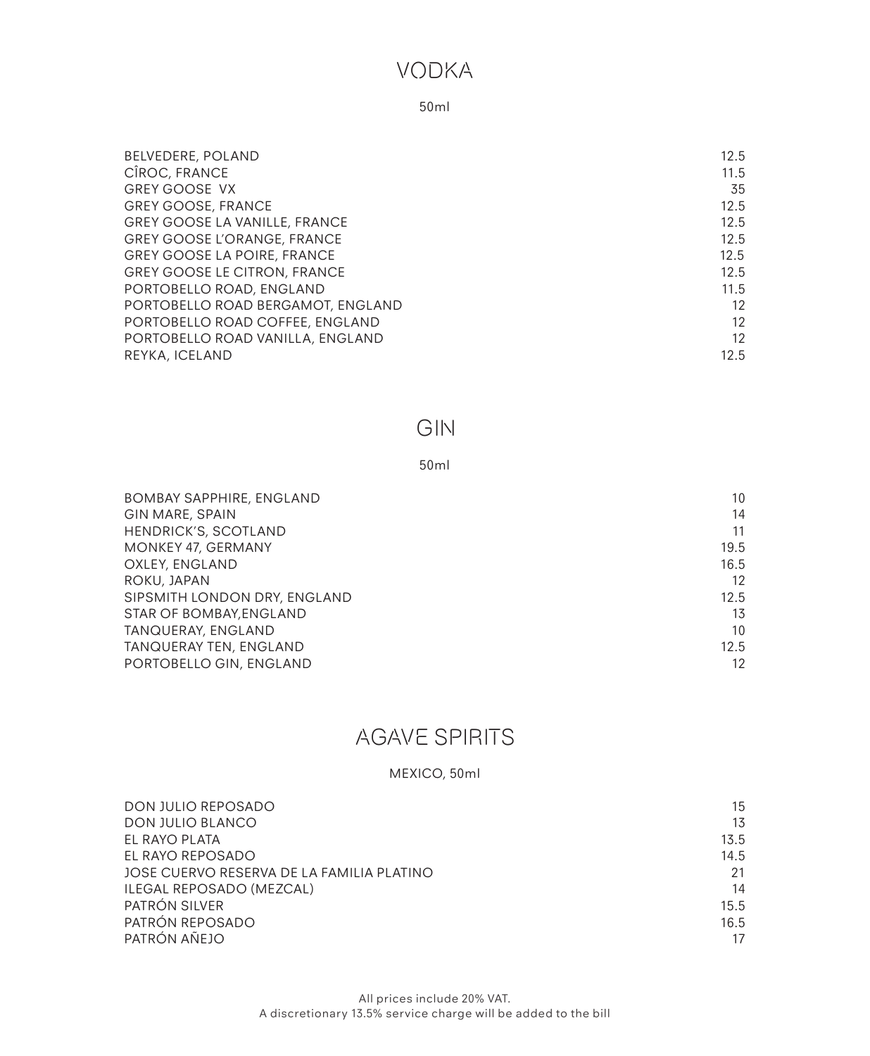# VODKA

50ml

| | |
|---|---|
| BELVEDERE, POLAND | 12.5 |
| CÎROC, FRANCE | 11.5 |
| GREY GOOSE VX | 35 |
| GREY GOOSE, FRANCE | 12.5 |
| GREY GOOSE LA VANILLE, FRANCE | 12.5 |
| GREY GOOSE L'ORANGE, FRANCE | 12.5 |
| GREY GOOSE LA POIRE, FRANCE | 12.5 |
| GREY GOOSE LE CITRON, FRANCE | 12.5 |
| PORTOBELLO ROAD, ENGLAND | 11.5 |
| PORTOBELLO ROAD BERGAMOT, ENGLAND | 12 |
| PORTOBELLO ROAD COFFEE, ENGLAND | 12 |
| PORTOBELLO ROAD VANILLA, ENGLAND | 12 |
| REYKA, ICELAND | 12.5 |

# GIN

50ml

| | |
|---|---|
| BOMBAY SAPPHIRE, ENGLAND | 10 |
| GIN MARE, SPAIN | 14 |
| HENDRICK'S, SCOTLAND | 11 |
| MONKEY 47, GERMANY | 19.5 |
| OXLEY, ENGLAND | 16.5 |
| ROKU, JAPAN | 12 |
| SIPSMITH LONDON DRY, ENGLAND | 12.5 |
| STAR OF BOMBAY,ENGLAND | 13 |
| TANQUERAY, ENGLAND | 10 |
| TANQUERAY TEN, ENGLAND | 12.5 |
| PORTOBELLO GIN, ENGLAND | 12 |

# AGAVE SPIRITS

MEXICO, 50ml

| | |
|---|---|
| DON JULIO REPOSADO | 15 |
| DON JULIO BLANCO | 13 |
| EL RAYO PLATA | 13.5 |
| EL RAYO REPOSADO | 14.5 |
| JOSE CUERVO RESERVA DE LA FAMILIA PLATINO | 21 |
| ILEGAL REPOSADO (MEZCAL) | 14 |
| PATRÓN SILVER | 15.5 |
| PATRÓN REPOSADO | 16.5 |
| PATRÓN AÑEJO | 17 |

All prices include 20% VAT.
A discretionary 13.5% service charge will be added to the bill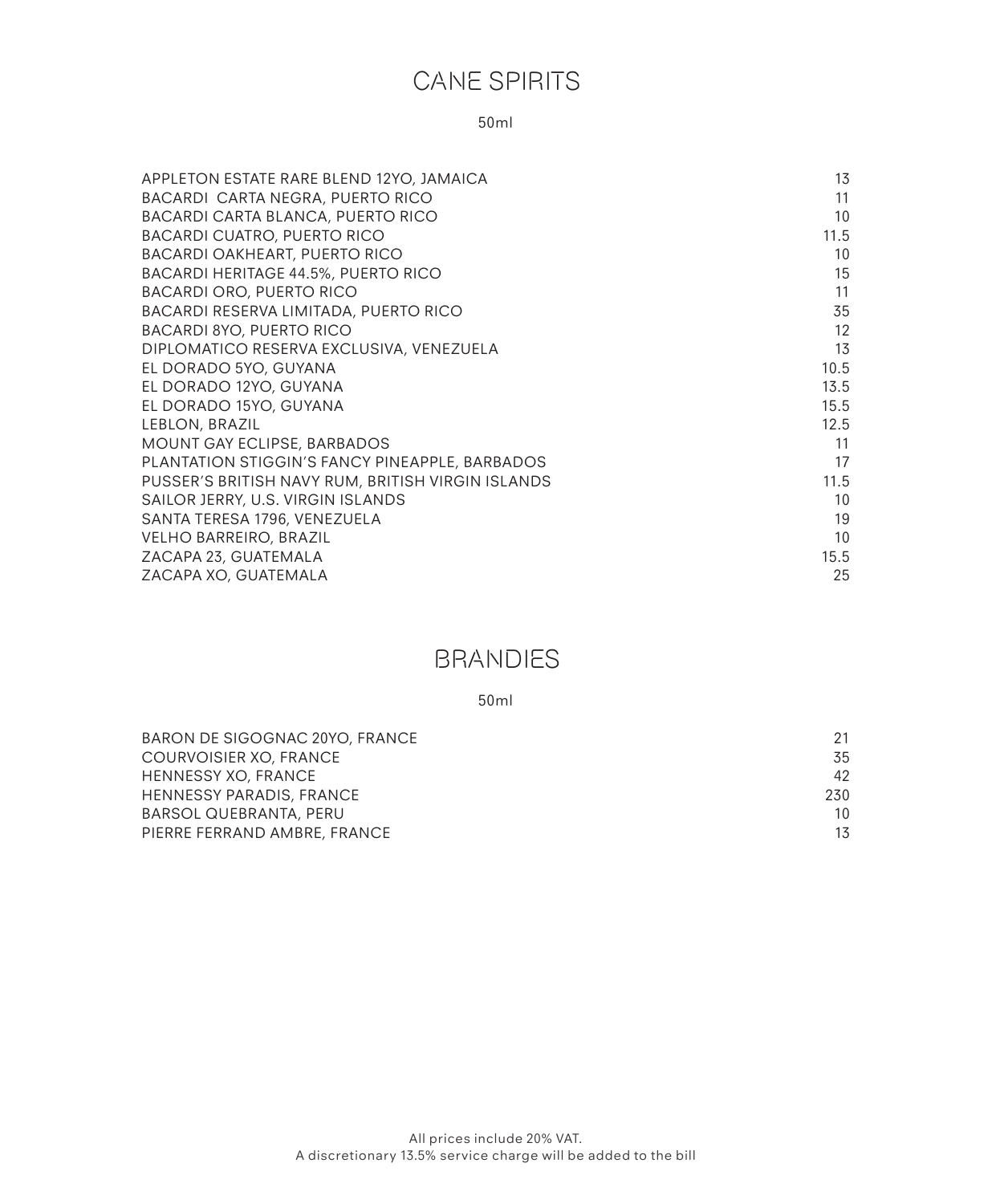# CANE SPIRITS

50ml

| | |
|---|---|
| APPLETON ESTATE RARE BLEND 12YO, JAMAICA | 13 |
| BACARDI CARTA NEGRA, PUERTO RICO | 11 |
| BACARDI CARTA BLANCA, PUERTO RICO | 10 |
| BACARDI CUATRO, PUERTO RICO | 11.5 |
| BACARDI OAKHEART, PUERTO RICO | 10 |
| BACARDI HERITAGE 44.5%, PUERTO RICO | 15 |
| BACARDI ORO, PUERTO RICO | 11 |
| BACARDI RESERVA LIMITADA, PUERTO RICO | 35 |
| BACARDI 8YO, PUERTO RICO | 12 |
| DIPLOMATICO RESERVA EXCLUSIVA, VENEZUELA | 13 |
| EL DORADO 5YO, GUYANA | 10.5 |
| EL DORADO 12YO, GUYANA | 13.5 |
| EL DORADO 15YO, GUYANA | 15.5 |
| LEBLON, BRAZIL | 12.5 |
| MOUNT GAY ECLIPSE, BARBADOS | 11 |
| PLANTATION STIGGIN'S FANCY PINEAPPLE, BARBADOS | 17 |
| PUSSER'S BRITISH NAVY RUM, BRITISH VIRGIN ISLANDS | 11.5 |
| SAILOR JERRY, U.S. VIRGIN ISLANDS | 10 |
| SANTA TERESA 1796, VENEZUELA | 19 |
| VELHO BARREIRO, BRAZIL | 10 |
| ZACAPA 23, GUATEMALA | 15.5 |
| ZACAPA XO, GUATEMALA | 25 |

# BRANDIES

50ml

| | |
|---|---|
| BARON DE SIGOGNAC 20YO, FRANCE | 21 |
| COURVOISIER XO, FRANCE | 35 |
| HENNESSY XO, FRANCE | 42 |
| HENNESSY PARADIS, FRANCE | 230 |
| BARSOL QUEBRANTA, PERU | 10 |
| PIERRE FERRAND AMBRE, FRANCE | 13 |

All prices include 20% VAT.
A discretionary 13.5% service charge will be added to the bill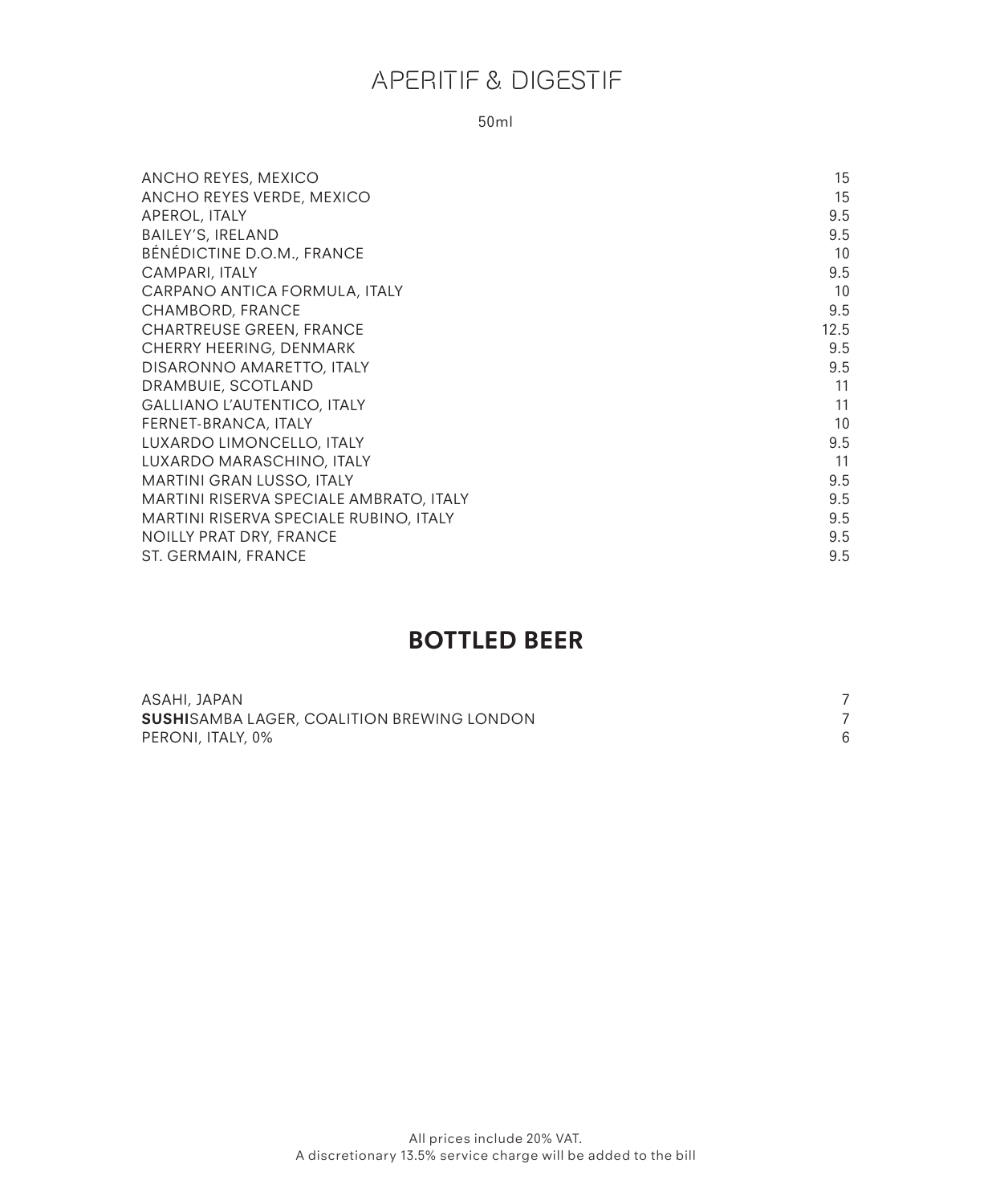# APERITIF & DIGESTIF

50ml

| | |
|---|---|
| ANCHO REYES, MEXICO | 15 |
| ANCHO REYES VERDE, MEXICO | 15 |
| APEROL, ITALY | 9.5 |
| BAILEY'S, IRELAND | 9.5 |
| BÉNÉDICTINE D.O.M., FRANCE | 10 |
| CAMPARI, ITALY | 9.5 |
| CARPANO ANTICA FORMULA, ITALY | 10 |
| CHAMBORD, FRANCE | 9.5 |
| CHARTREUSE GREEN, FRANCE | 12.5 |
| CHERRY HEERING, DENMARK | 9.5 |
| DISARONNO AMARETTO, ITALY | 9.5 |
| DRAMBUIE, SCOTLAND | 11 |
| GALLIANO L'AUTENTICO, ITALY | 11 |
| FERNET-BRANCA, ITALY | 10 |
| LUXARDO LIMONCELLO, ITALY | 9.5 |
| LUXARDO MARASCHINO, ITALY | 11 |
| MARTINI GRAN LUSSO, ITALY | 9.5 |
| MARTINI RISERVA SPECIALE AMBRATO, ITALY | 9.5 |
| MARTINI RISERVA SPECIALE RUBINO, ITALY | 9.5 |
| NOILLY PRAT DRY, FRANCE | 9.5 |
| ST. GERMAIN, FRANCE | 9.5 |

# BOTTLED BEER

| | |
|---|---|
| ASAHI, JAPAN | 7 |
| **SUSHI**SAMBA LAGER, COALITION BREWING LONDON | 7 |
| PERONI, ITALY, 0% | 6 |

All prices include 20% VAT.
A discretionary 13.5% service charge will be added to the bill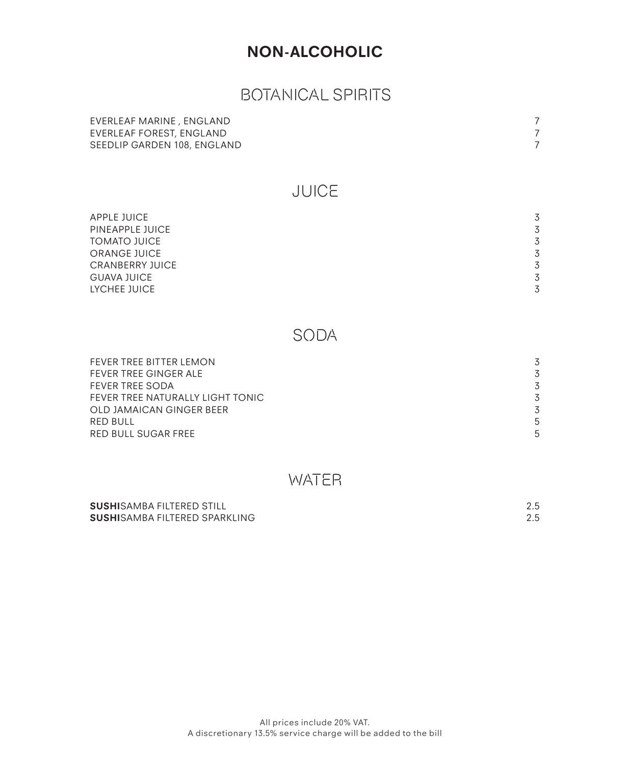# NON-ALCOHOLIC

## BOTANICAL SPIRITS

| | |
|---|---|
| EVERLEAF MARINE , ENGLAND | 7 |
| EVERLEAF FOREST, ENGLAND | 7 |
| SEEDLIP GARDEN 108, ENGLAND | 7 |

## JUICE

| | |
|---|---|
| APPLE JUICE | 3 |
| PINEAPPLE JUICE | 3 |
| TOMATO JUICE | 3 |
| ORANGE JUICE | 3 |
| CRANBERRY JUICE | 3 |
| GUAVA JUICE | 3 |
| LYCHEE JUICE | 3 |

## SODA

| | |
|---|---|
| FEVER TREE BITTER LEMON | 3 |
| FEVER TREE GINGER ALE | 3 |
| FEVER TREE SODA | 3 |
| FEVER TREE NATURALLY LIGHT TONIC | 3 |
| OLD JAMAICAN GINGER BEER | 3 |
| RED BULL | 5 |
| RED BULL SUGAR FREE | 5 |

## WATER

| | |
|---|---|
| **SUSHI**SAMBA FILTERED STILL | 2.5 |
| **SUSHI**SAMBA FILTERED SPARKLING | 2.5 |

All prices include 20% VAT.
A discretionary 13.5% service charge will be added to the bill